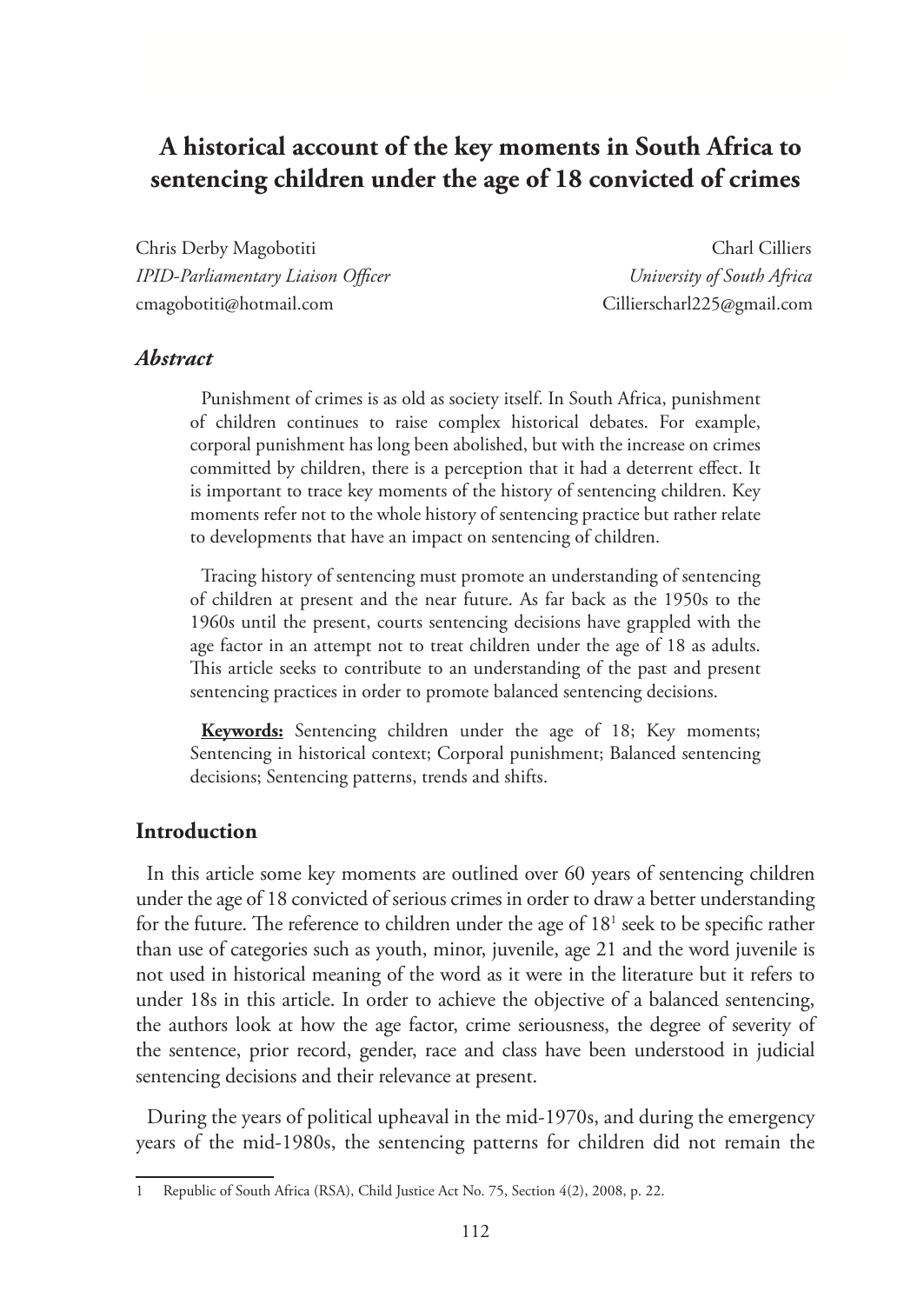# A historical account of the key moments in South Africa to sentencing children under the age of 18 convicted of crimes

Chris Derby Magobotiti
*IPID-Parliamentary Liaison Officer*
cmagobotiti@hotmail.com

Charl Cilliers
*University of South Africa*
Cillierscharl225@gmail.com

### *Abstract*

Punishment of crimes is as old as society itself. In South Africa, punishment of children continues to raise complex historical debates. For example, corporal punishment has long been abolished, but with the increase on crimes committed by children, there is a perception that it had a deterrent effect. It is important to trace key moments of the history of sentencing children. Key moments refer not to the whole history of sentencing practice but rather relate to developments that have an impact on sentencing of children.

Tracing history of sentencing must promote an understanding of sentencing of children at present and the near future. As far back as the 1950s to the 1960s until the present, courts sentencing decisions have grappled with the age factor in an attempt not to treat children under the age of 18 as adults. This article seeks to contribute to an understanding of the past and present sentencing practices in order to promote balanced sentencing decisions.

**Keywords:** Sentencing children under the age of 18; Key moments; Sentencing in historical context; Corporal punishment; Balanced sentencing decisions; Sentencing patterns, trends and shifts.

## Introduction

In this article some key moments are outlined over 60 years of sentencing children under the age of 18 convicted of serious crimes in order to draw a better understanding for the future. The reference to children under the age of 18[1] seek to be specific rather than use of categories such as youth, minor, juvenile, age 21 and the word juvenile is not used in historical meaning of the word as it were in the literature but it refers to under 18s in this article. In order to achieve the objective of a balanced sentencing, the authors look at how the age factor, crime seriousness, the degree of severity of the sentence, prior record, gender, race and class have been understood in judicial sentencing decisions and their relevance at present.

During the years of political upheaval in the mid-1970s, and during the emergency years of the mid-1980s, the sentencing patterns for children did not remain the

---

1 Republic of South Africa (RSA), Child Justice Act No. 75, Section 4(2), 2008, p. 22.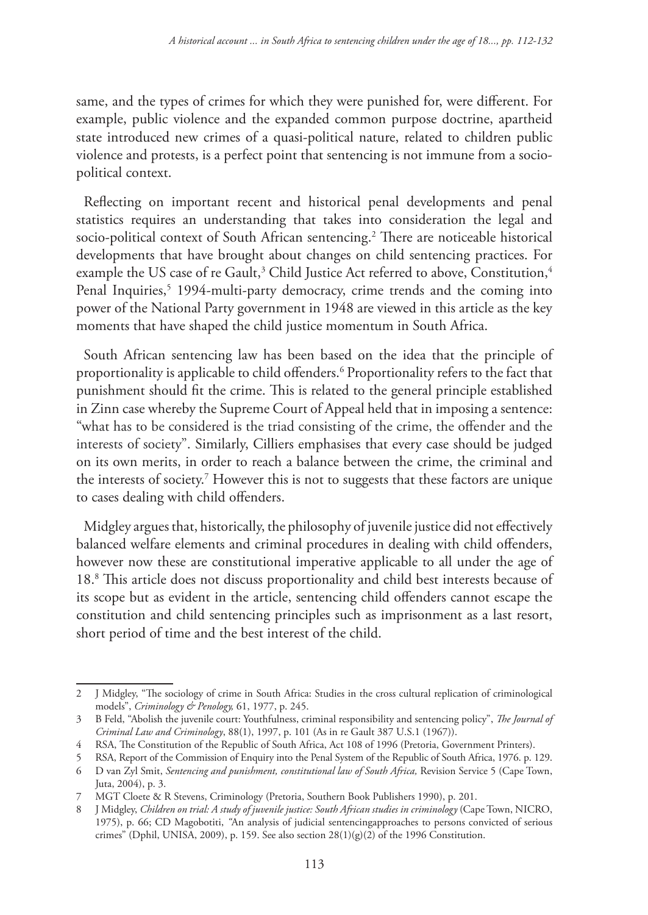same, and the types of crimes for which they were punished for, were different. For example, public violence and the expanded common purpose doctrine, apartheid state introduced new crimes of a quasi-political nature, related to children public violence and protests, is a perfect point that sentencing is not immune from a socio-political context.

Reflecting on important recent and historical penal developments and penal statistics requires an understanding that takes into consideration the legal and socio-political context of South African sentencing.[2] There are noticeable historical developments that have brought about changes on child sentencing practices. For example the US case of re Gault,[3] Child Justice Act referred to above, Constitution,[4] Penal Inquiries,[5] 1994-multi-party democracy, crime trends and the coming into power of the National Party government in 1948 are viewed in this article as the key moments that have shaped the child justice momentum in South Africa.

South African sentencing law has been based on the idea that the principle of proportionality is applicable to child offenders.[6] Proportionality refers to the fact that punishment should fit the crime. This is related to the general principle established in Zinn case whereby the Supreme Court of Appeal held that in imposing a sentence: "what has to be considered is the triad consisting of the crime, the offender and the interests of society". Similarly, Cilliers emphasises that every case should be judged on its own merits, in order to reach a balance between the crime, the criminal and the interests of society.[7] However this is not to suggests that these factors are unique to cases dealing with child offenders.

Midgley argues that, historically, the philosophy of juvenile justice did not effectively balanced welfare elements and criminal procedures in dealing with child offenders, however now these are constitutional imperative applicable to all under the age of 18.[8] This article does not discuss proportionality and child best interests because of its scope but as evident in the article, sentencing child offenders cannot escape the constitution and child sentencing principles such as imprisonment as a last resort, short period of time and the best interest of the child.

---

2 J Midgley, "The sociology of crime in South Africa: Studies in the cross cultural replication of criminological models", *Criminology & Penology,* 61, 1977, p. 245.

3 B Feld, "Abolish the juvenile court: Youthfulness, criminal responsibility and sentencing policy", *The Journal of Criminal Law and Criminology*, 88(1), 1997, p. 101 (As in re Gault 387 U.S.1 (1967)).

4 RSA, The Constitution of the Republic of South Africa, Act 108 of 1996 (Pretoria, Government Printers).

5 RSA, Report of the Commission of Enquiry into the Penal System of the Republic of South Africa, 1976. p. 129.

6 D van Zyl Smit, *Sentencing and punishment, constitutional law of South Africa,* Revision Service 5 (Cape Town, Juta, 2004), p. 3.

7 MGT Cloete & R Stevens, Criminology (Pretoria, Southern Book Publishers 1990), p. 201.

8 J Midgley, *Children on trial: A study of juvenile justice: South African studies in criminology* (Cape Town, NICRO, 1975), p. 66; CD Magobotiti, "An analysis of judicial sentencingapproaches to persons convicted of serious crimes" (Dphil, UNISA, 2009), p. 159. See also section 28(1)(g)(2) of the 1996 Constitution.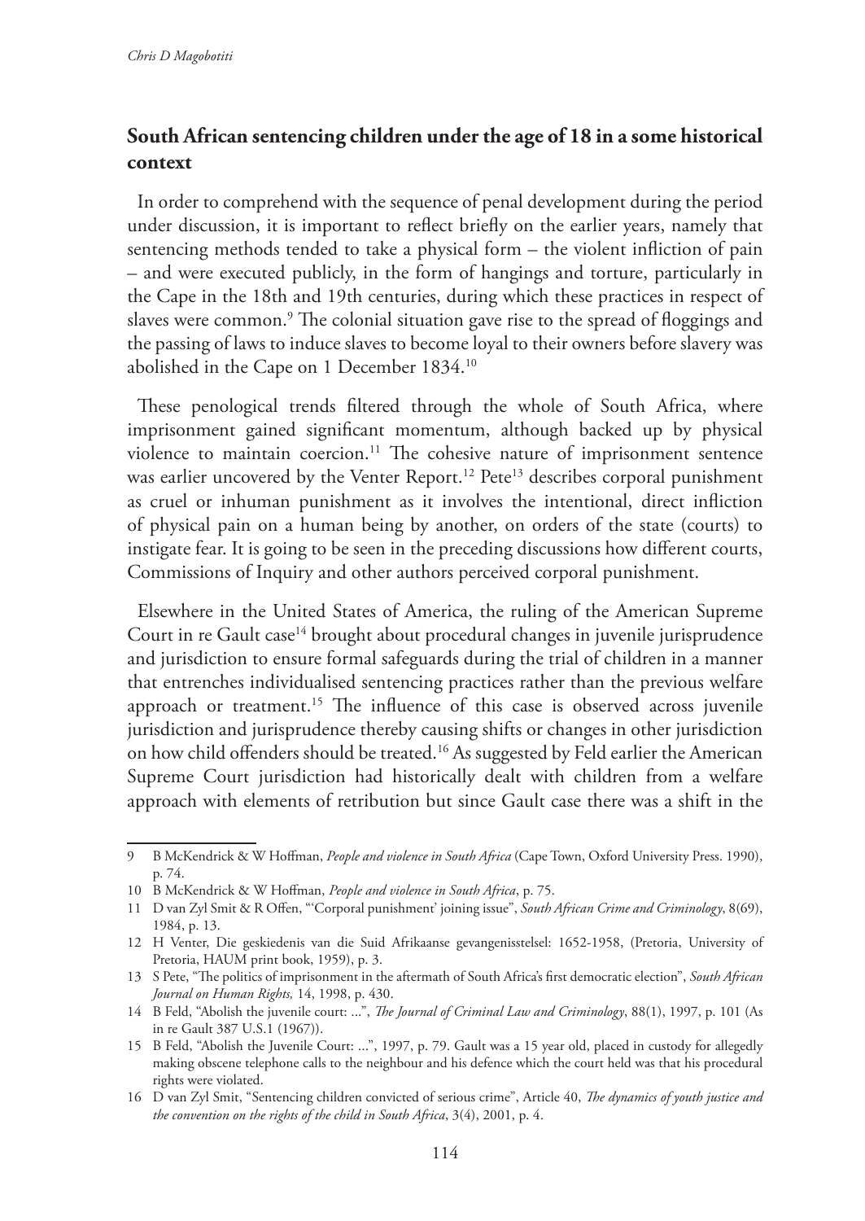## South African sentencing children under the age of 18 in a some historical context

In order to comprehend with the sequence of penal development during the period under discussion, it is important to reflect briefly on the earlier years, namely that sentencing methods tended to take a physical form – the violent infliction of pain – and were executed publicly, in the form of hangings and torture, particularly in the Cape in the 18th and 19th centuries, during which these practices in respect of slaves were common.[9] The colonial situation gave rise to the spread of floggings and the passing of laws to induce slaves to become loyal to their owners before slavery was abolished in the Cape on 1 December 1834.[10]

These penological trends filtered through the whole of South Africa, where imprisonment gained significant momentum, although backed up by physical violence to maintain coercion.[11] The cohesive nature of imprisonment sentence was earlier uncovered by the Venter Report.[12] Pete[13] describes corporal punishment as cruel or inhuman punishment as it involves the intentional, direct infliction of physical pain on a human being by another, on orders of the state (courts) to instigate fear. It is going to be seen in the preceding discussions how different courts, Commissions of Inquiry and other authors perceived corporal punishment.

Elsewhere in the United States of America, the ruling of the American Supreme Court in re Gault case[14] brought about procedural changes in juvenile jurisprudence and jurisdiction to ensure formal safeguards during the trial of children in a manner that entrenches individualised sentencing practices rather than the previous welfare approach or treatment.[15] The influence of this case is observed across juvenile jurisdiction and jurisprudence thereby causing shifts or changes in other jurisdiction on how child offenders should be treated.[16] As suggested by Feld earlier the American Supreme Court jurisdiction had historically dealt with children from a welfare approach with elements of retribution but since Gault case there was a shift in the

---

9 B McKendrick & W Hoffman, *People and violence in South Africa* (Cape Town, Oxford University Press. 1990), p. 74.

10 B McKendrick & W Hoffman, *People and violence in South Africa*, p. 75.

11 D van Zyl Smit & R Offen, "'Corporal punishment' joining issue", *South African Crime and Criminology*, 8(69), 1984, p. 13.

12 H Venter, Die geskiedenis van die Suid Afrikaanse gevangenisstelsel: 1652-1958, (Pretoria, University of Pretoria, HAUM print book, 1959), p. 3.

13 S Pete, "The politics of imprisonment in the aftermath of South Africa's first democratic election", *South African Journal on Human Rights,* 14, 1998, p. 430.

14 B Feld, "Abolish the juvenile court: ...", *The Journal of Criminal Law and Criminology*, 88(1), 1997, p. 101 (As in re Gault 387 U.S.1 (1967)).

15 B Feld, "Abolish the Juvenile Court: ...", 1997, p. 79. Gault was a 15 year old, placed in custody for allegedly making obscene telephone calls to the neighbour and his defence which the court held was that his procedural rights were violated.

16 D van Zyl Smit, "Sentencing children convicted of serious crime", Article 40, *The dynamics of youth justice and the convention on the rights of the child in South Africa*, 3(4), 2001, p. 4.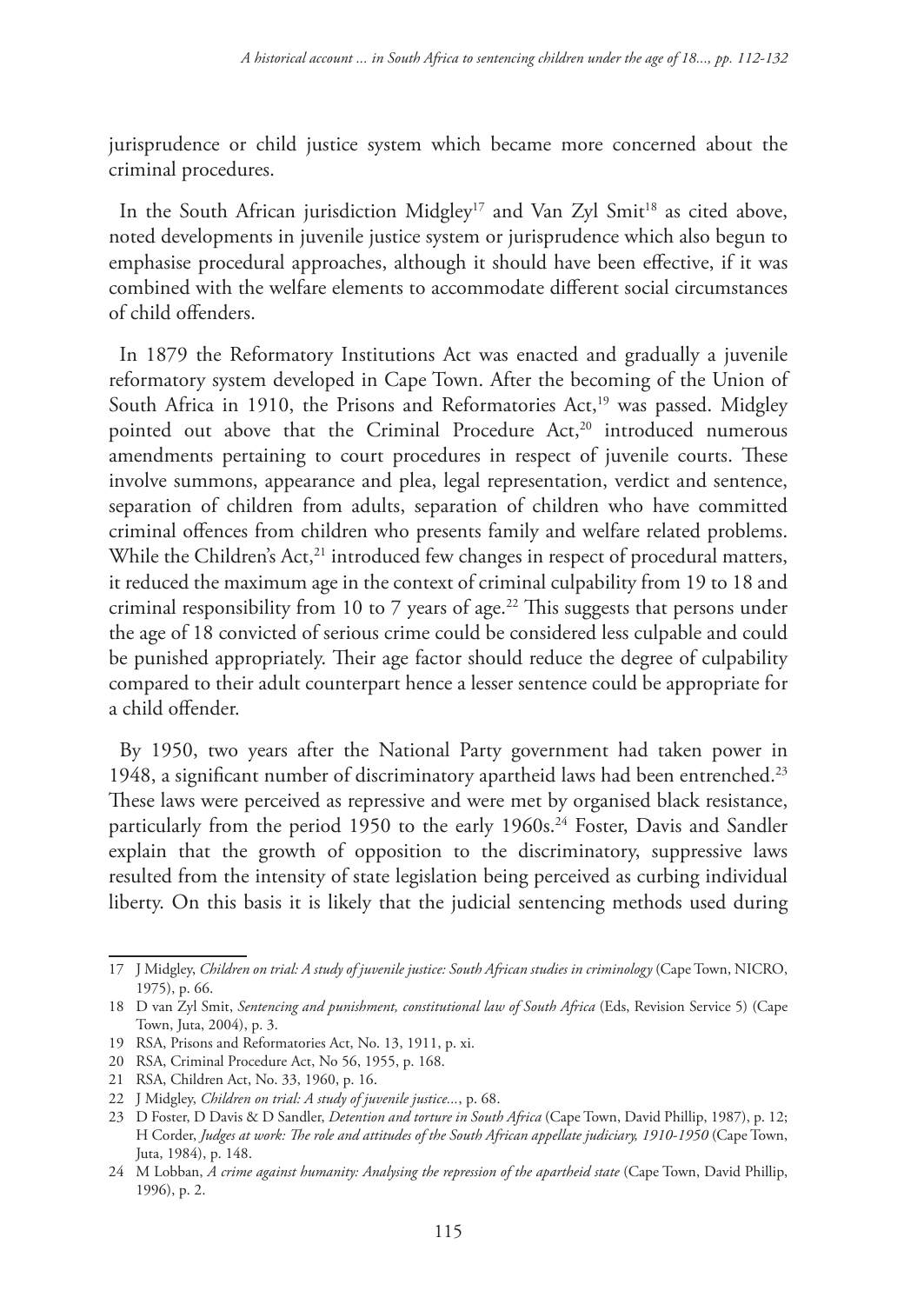jurisprudence or child justice system which became more concerned about the criminal procedures.

In the South African jurisdiction Midgley[17] and Van Zyl Smit[18] as cited above, noted developments in juvenile justice system or jurisprudence which also begun to emphasise procedural approaches, although it should have been effective, if it was combined with the welfare elements to accommodate different social circumstances of child offenders.

In 1879 the Reformatory Institutions Act was enacted and gradually a juvenile reformatory system developed in Cape Town. After the becoming of the Union of South Africa in 1910, the Prisons and Reformatories Act,[19] was passed. Midgley pointed out above that the Criminal Procedure Act,[20] introduced numerous amendments pertaining to court procedures in respect of juvenile courts. These involve summons, appearance and plea, legal representation, verdict and sentence, separation of children from adults, separation of children who have committed criminal offences from children who presents family and welfare related problems. While the Children's Act,[21] introduced few changes in respect of procedural matters, it reduced the maximum age in the context of criminal culpability from 19 to 18 and criminal responsibility from 10 to 7 years of age.[22] This suggests that persons under the age of 18 convicted of serious crime could be considered less culpable and could be punished appropriately. Their age factor should reduce the degree of culpability compared to their adult counterpart hence a lesser sentence could be appropriate for a child offender.

By 1950, two years after the National Party government had taken power in 1948, a significant number of discriminatory apartheid laws had been entrenched.[23] These laws were perceived as repressive and were met by organised black resistance, particularly from the period 1950 to the early 1960s.[24] Foster, Davis and Sandler explain that the growth of opposition to the discriminatory, suppressive laws resulted from the intensity of state legislation being perceived as curbing individual liberty. On this basis it is likely that the judicial sentencing methods used during

---

17 J Midgley, *Children on trial: A study of juvenile justice: South African studies in criminology* (Cape Town, NICRO, 1975), p. 66.

18 D van Zyl Smit, *Sentencing and punishment, constitutional law of South Africa* (Eds, Revision Service 5) (Cape Town, Juta, 2004), p. 3.

19 RSA, Prisons and Reformatories Act, No. 13, 1911, p. xi.

20 RSA, Criminal Procedure Act, No 56, 1955, p. 168.

21 RSA, Children Act, No. 33, 1960, p. 16.

22 J Midgley, *Children on trial: A study of juvenile justice...*, p. 68.

23 D Foster, D Davis & D Sandler, *Detention and torture in South Africa* (Cape Town, David Phillip, 1987), p. 12; H Corder, *Judges at work: The role and attitudes of the South African appellate judiciary, 1910-1950* (Cape Town, Juta, 1984), p. 148.

24 M Lobban, *A crime against humanity: Analysing the repression of the apartheid state* (Cape Town, David Phillip, 1996), p. 2.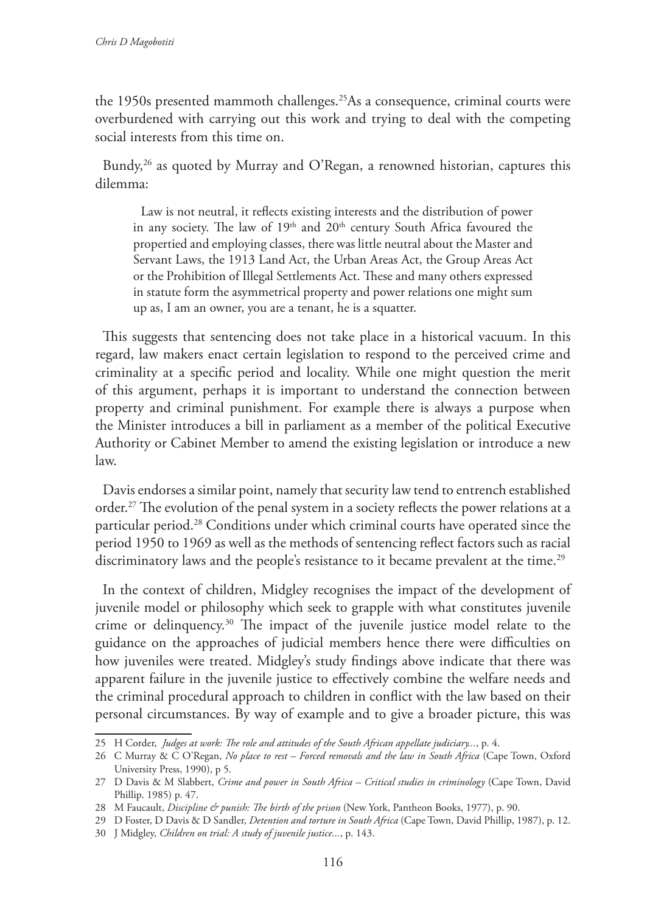the 1950s presented mammoth challenges.[25]As a consequence, criminal courts were overburdened with carrying out this work and trying to deal with the competing social interests from this time on.

Bundy,[26] as quoted by Murray and O'Regan, a renowned historian, captures this dilemma:

> Law is not neutral, it reflects existing interests and the distribution of power in any society. The law of 19th and 20th century South Africa favoured the propertied and employing classes, there was little neutral about the Master and Servant Laws, the 1913 Land Act, the Urban Areas Act, the Group Areas Act or the Prohibition of Illegal Settlements Act. These and many others expressed in statute form the asymmetrical property and power relations one might sum up as, I am an owner, you are a tenant, he is a squatter.

This suggests that sentencing does not take place in a historical vacuum. In this regard, law makers enact certain legislation to respond to the perceived crime and criminality at a specific period and locality. While one might question the merit of this argument, perhaps it is important to understand the connection between property and criminal punishment. For example there is always a purpose when the Minister introduces a bill in parliament as a member of the political Executive Authority or Cabinet Member to amend the existing legislation or introduce a new law.

Davis endorses a similar point, namely that security law tend to entrench established order.[27] The evolution of the penal system in a society reflects the power relations at a particular period.[28] Conditions under which criminal courts have operated since the period 1950 to 1969 as well as the methods of sentencing reflect factors such as racial discriminatory laws and the people's resistance to it became prevalent at the time.[29]

In the context of children, Midgley recognises the impact of the development of juvenile model or philosophy which seek to grapple with what constitutes juvenile crime or delinquency.[30] The impact of the juvenile justice model relate to the guidance on the approaches of judicial members hence there were difficulties on how juveniles were treated. Midgley's study findings above indicate that there was apparent failure in the juvenile justice to effectively combine the welfare needs and the criminal procedural approach to children in conflict with the law based on their personal circumstances. By way of example and to give a broader picture, this was

---

25 H Corder, *Judges at work: The role and attitudes of the South African appellate judiciary...*, p. 4.

26 C Murray & C O'Regan, *No place to rest – Forced removals and the law in South Africa* (Cape Town, Oxford University Press, 1990), p 5.

27 D Davis & M Slabbert, *Crime and power in South Africa – Critical studies in criminology* (Cape Town, David Phillip. 1985) p. 47.

28 M Faucault, *Discipline & punish: The birth of the prison* (New York, Pantheon Books, 1977), p. 90.

29 D Foster, D Davis & D Sandler, *Detention and torture in South Africa* (Cape Town, David Phillip, 1987), p. 12.

30 J Midgley, *Children on trial: A study of juvenile justice...*, p. 143.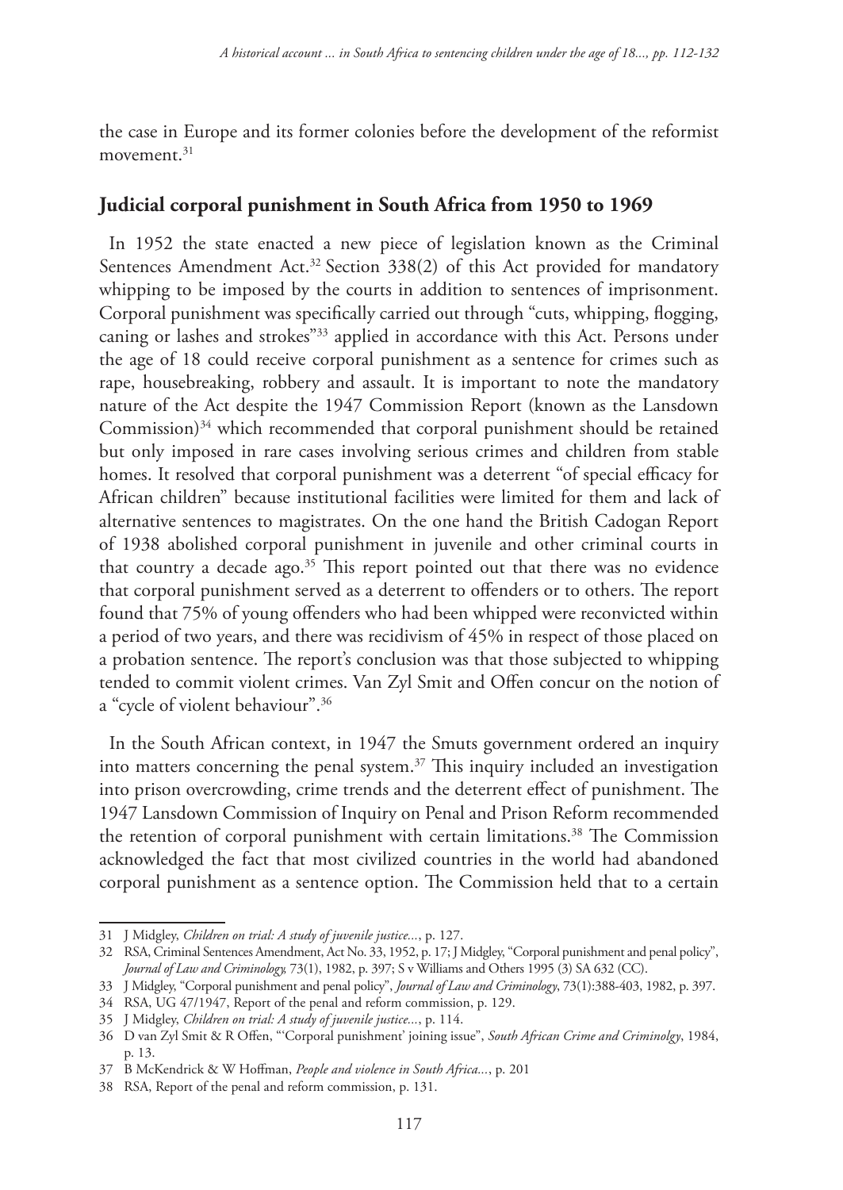the case in Europe and its former colonies before the development of the reformist movement.[31]

## Judicial corporal punishment in South Africa from 1950 to 1969

In 1952 the state enacted a new piece of legislation known as the Criminal Sentences Amendment Act.[32] Section 338(2) of this Act provided for mandatory whipping to be imposed by the courts in addition to sentences of imprisonment. Corporal punishment was specifically carried out through "cuts, whipping, flogging, caning or lashes and strokes"[33] applied in accordance with this Act. Persons under the age of 18 could receive corporal punishment as a sentence for crimes such as rape, housebreaking, robbery and assault. It is important to note the mandatory nature of the Act despite the 1947 Commission Report (known as the Lansdown Commission)[34] which recommended that corporal punishment should be retained but only imposed in rare cases involving serious crimes and children from stable homes. It resolved that corporal punishment was a deterrent "of special efficacy for African children" because institutional facilities were limited for them and lack of alternative sentences to magistrates. On the one hand the British Cadogan Report of 1938 abolished corporal punishment in juvenile and other criminal courts in that country a decade ago.[35] This report pointed out that there was no evidence that corporal punishment served as a deterrent to offenders or to others. The report found that 75% of young offenders who had been whipped were reconvicted within a period of two years, and there was recidivism of 45% in respect of those placed on a probation sentence. The report's conclusion was that those subjected to whipping tended to commit violent crimes. Van Zyl Smit and Offen concur on the notion of a "cycle of violent behaviour".[36]

In the South African context, in 1947 the Smuts government ordered an inquiry into matters concerning the penal system.[37] This inquiry included an investigation into prison overcrowding, crime trends and the deterrent effect of punishment. The 1947 Lansdown Commission of Inquiry on Penal and Prison Reform recommended the retention of corporal punishment with certain limitations.[38] The Commission acknowledged the fact that most civilized countries in the world had abandoned corporal punishment as a sentence option. The Commission held that to a certain

---

31 J Midgley, *Children on trial: A study of juvenile justice...*, p. 127.

32 RSA, Criminal Sentences Amendment, Act No. 33, 1952, p. 17; J Midgley, "Corporal punishment and penal policy", *Journal of Law and Criminology,* 73(1), 1982, p. 397; S v Williams and Others 1995 (3) SA 632 (CC).

33 J Midgley, "Corporal punishment and penal policy", *Journal of Law and Criminology*, 73(1):388-403, 1982, p. 397.

34 RSA, UG 47/1947, Report of the penal and reform commission, p. 129.

35 J Midgley, *Children on trial: A study of juvenile justice...*, p. 114.

36 D van Zyl Smit & R Offen, "'Corporal punishment' joining issue", *South African Crime and Criminolgy*, 1984, p. 13.

37 B McKendrick & W Hoffman, *People and violence in South Africa...*, p. 201

38 RSA, Report of the penal and reform commission, p. 131.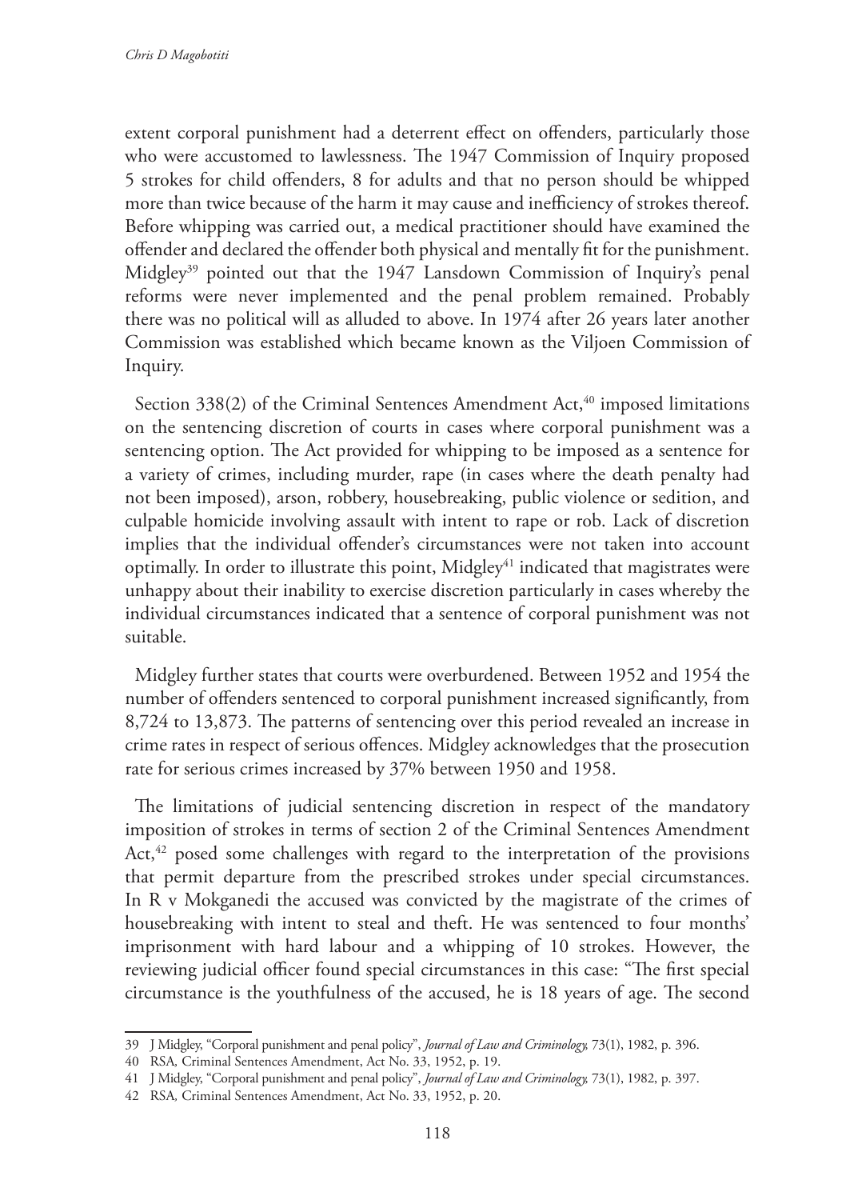extent corporal punishment had a deterrent effect on offenders, particularly those who were accustomed to lawlessness. The 1947 Commission of Inquiry proposed 5 strokes for child offenders, 8 for adults and that no person should be whipped more than twice because of the harm it may cause and inefficiency of strokes thereof. Before whipping was carried out, a medical practitioner should have examined the offender and declared the offender both physical and mentally fit for the punishment. Midgley[39] pointed out that the 1947 Lansdown Commission of Inquiry's penal reforms were never implemented and the penal problem remained. Probably there was no political will as alluded to above. In 1974 after 26 years later another Commission was established which became known as the Viljoen Commission of Inquiry.

Section 338(2) of the Criminal Sentences Amendment Act,[40] imposed limitations on the sentencing discretion of courts in cases where corporal punishment was a sentencing option. The Act provided for whipping to be imposed as a sentence for a variety of crimes, including murder, rape (in cases where the death penalty had not been imposed), arson, robbery, housebreaking, public violence or sedition, and culpable homicide involving assault with intent to rape or rob. Lack of discretion implies that the individual offender's circumstances were not taken into account optimally. In order to illustrate this point, Midgley[41] indicated that magistrates were unhappy about their inability to exercise discretion particularly in cases whereby the individual circumstances indicated that a sentence of corporal punishment was not suitable.

Midgley further states that courts were overburdened. Between 1952 and 1954 the number of offenders sentenced to corporal punishment increased significantly, from 8,724 to 13,873. The patterns of sentencing over this period revealed an increase in crime rates in respect of serious offences. Midgley acknowledges that the prosecution rate for serious crimes increased by 37% between 1950 and 1958.

The limitations of judicial sentencing discretion in respect of the mandatory imposition of strokes in terms of section 2 of the Criminal Sentences Amendment Act,[42] posed some challenges with regard to the interpretation of the provisions that permit departure from the prescribed strokes under special circumstances. In R v Mokganedi the accused was convicted by the magistrate of the crimes of housebreaking with intent to steal and theft. He was sentenced to four months' imprisonment with hard labour and a whipping of 10 strokes. However, the reviewing judicial officer found special circumstances in this case: "The first special circumstance is the youthfulness of the accused, he is 18 years of age. The second

---

39 J Midgley, "Corporal punishment and penal policy", *Journal of Law and Criminology,* 73(1), 1982, p. 396.

40 RSA, Criminal Sentences Amendment, Act No. 33, 1952, p. 19.

41 J Midgley, "Corporal punishment and penal policy", *Journal of Law and Criminology,* 73(1), 1982, p. 397.

42 RSA, Criminal Sentences Amendment, Act No. 33, 1952, p. 20.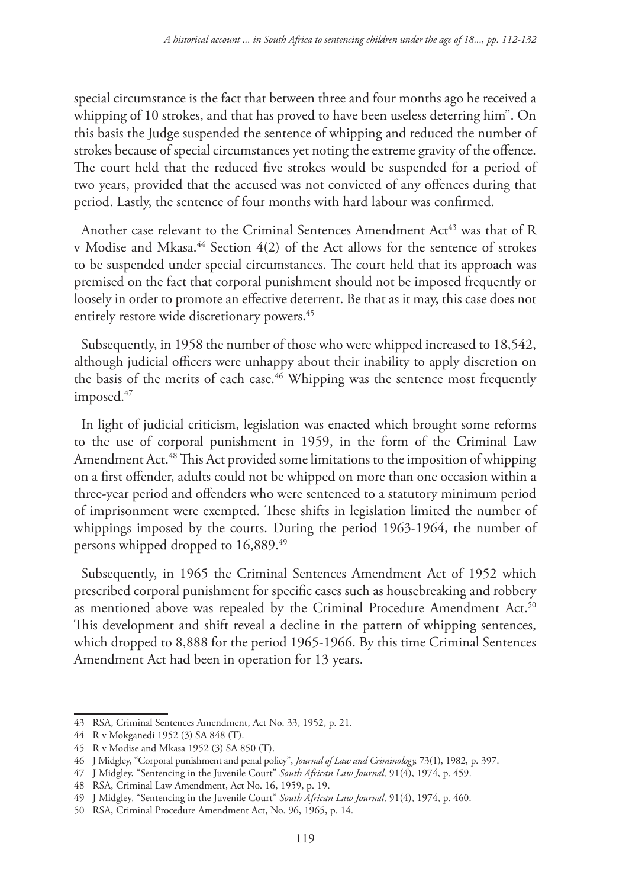special circumstance is the fact that between three and four months ago he received a whipping of 10 strokes, and that has proved to have been useless deterring him". On this basis the Judge suspended the sentence of whipping and reduced the number of strokes because of special circumstances yet noting the extreme gravity of the offence. The court held that the reduced five strokes would be suspended for a period of two years, provided that the accused was not convicted of any offences during that period. Lastly, the sentence of four months with hard labour was confirmed.

Another case relevant to the Criminal Sentences Amendment Act[43] was that of R v Modise and Mkasa.[44] Section 4(2) of the Act allows for the sentence of strokes to be suspended under special circumstances. The court held that its approach was premised on the fact that corporal punishment should not be imposed frequently or loosely in order to promote an effective deterrent. Be that as it may, this case does not entirely restore wide discretionary powers.[45]

Subsequently, in 1958 the number of those who were whipped increased to 18,542, although judicial officers were unhappy about their inability to apply discretion on the basis of the merits of each case.[46] Whipping was the sentence most frequently imposed.[47]

In light of judicial criticism, legislation was enacted which brought some reforms to the use of corporal punishment in 1959, in the form of the Criminal Law Amendment Act.[48] This Act provided some limitations to the imposition of whipping on a first offender, adults could not be whipped on more than one occasion within a three-year period and offenders who were sentenced to a statutory minimum period of imprisonment were exempted. These shifts in legislation limited the number of whippings imposed by the courts. During the period 1963-1964, the number of persons whipped dropped to 16,889.[49]

Subsequently, in 1965 the Criminal Sentences Amendment Act of 1952 which prescribed corporal punishment for specific cases such as housebreaking and robbery as mentioned above was repealed by the Criminal Procedure Amendment Act.[50] This development and shift reveal a decline in the pattern of whipping sentences, which dropped to 8,888 for the period 1965-1966. By this time Criminal Sentences Amendment Act had been in operation for 13 years.

---

43 RSA, Criminal Sentences Amendment, Act No. 33, 1952, p. 21.

44 R v Mokganedi 1952 (3) SA 848 (T).

45 R v Modise and Mkasa 1952 (3) SA 850 (T).

46 J Midgley, "Corporal punishment and penal policy", *Journal of Law and Criminology,* 73(1), 1982, p. 397.

47 J Midgley, "Sentencing in the Juvenile Court" *South African Law Journal,* 91(4), 1974, p. 459.

48 RSA, Criminal Law Amendment, Act No. 16, 1959, p. 19.

49 J Midgley, "Sentencing in the Juvenile Court" *South African Law Journal,* 91(4), 1974, p. 460.

50 RSA, Criminal Procedure Amendment Act, No. 96, 1965, p. 14.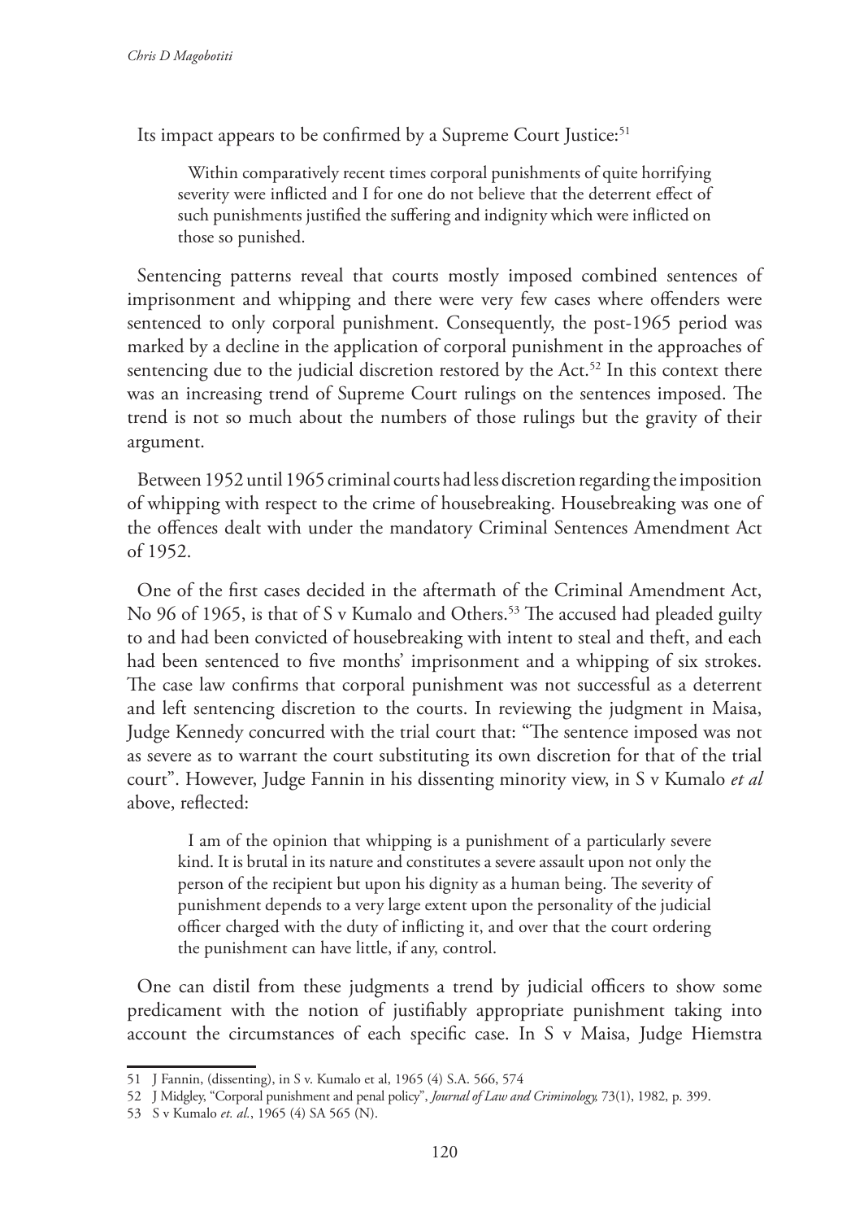Its impact appears to be confirmed by a Supreme Court Justice:[51]

> Within comparatively recent times corporal punishments of quite horrifying severity were inflicted and I for one do not believe that the deterrent effect of such punishments justified the suffering and indignity which were inflicted on those so punished.

Sentencing patterns reveal that courts mostly imposed combined sentences of imprisonment and whipping and there were very few cases where offenders were sentenced to only corporal punishment. Consequently, the post-1965 period was marked by a decline in the application of corporal punishment in the approaches of sentencing due to the judicial discretion restored by the Act.[52] In this context there was an increasing trend of Supreme Court rulings on the sentences imposed. The trend is not so much about the numbers of those rulings but the gravity of their argument.

Between 1952 until 1965 criminal courts had less discretion regarding the imposition of whipping with respect to the crime of housebreaking. Housebreaking was one of the offences dealt with under the mandatory Criminal Sentences Amendment Act of 1952.

One of the first cases decided in the aftermath of the Criminal Amendment Act, No 96 of 1965, is that of S v Kumalo and Others.[53] The accused had pleaded guilty to and had been convicted of housebreaking with intent to steal and theft, and each had been sentenced to five months' imprisonment and a whipping of six strokes. The case law confirms that corporal punishment was not successful as a deterrent and left sentencing discretion to the courts. In reviewing the judgment in Maisa, Judge Kennedy concurred with the trial court that: "The sentence imposed was not as severe as to warrant the court substituting its own discretion for that of the trial court". However, Judge Fannin in his dissenting minority view, in S v Kumalo *et al* above, reflected:

> I am of the opinion that whipping is a punishment of a particularly severe kind. It is brutal in its nature and constitutes a severe assault upon not only the person of the recipient but upon his dignity as a human being. The severity of punishment depends to a very large extent upon the personality of the judicial officer charged with the duty of inflicting it, and over that the court ordering the punishment can have little, if any, control.

One can distil from these judgments a trend by judicial officers to show some predicament with the notion of justifiably appropriate punishment taking into account the circumstances of each specific case. In S v Maisa, Judge Hiemstra

---

51 J Fannin, (dissenting), in S v. Kumalo et al, 1965 (4) S.A. 566, 574

52 J Midgley, "Corporal punishment and penal policy", *Journal of Law and Criminology,* 73(1), 1982, p. 399.

53 S v Kumalo *et. al.*, 1965 (4) SA 565 (N).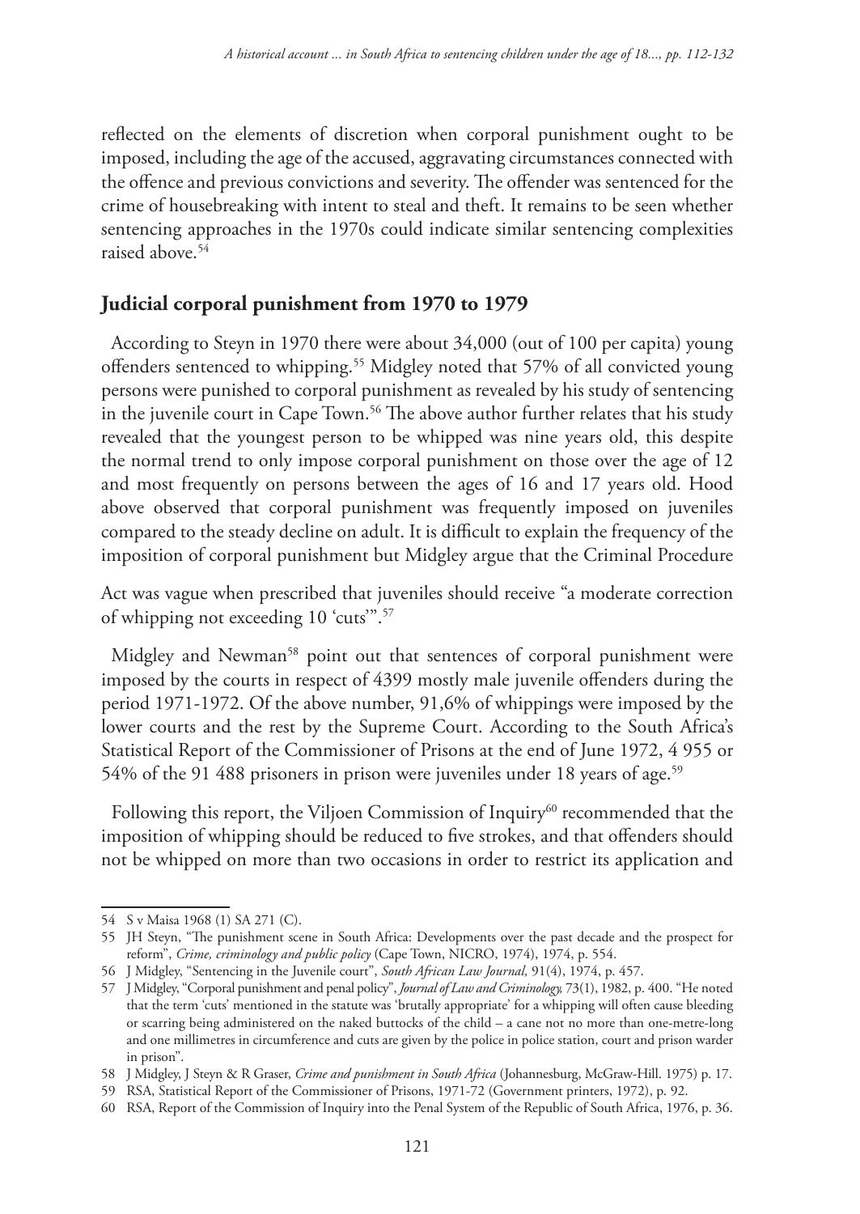reflected on the elements of discretion when corporal punishment ought to be imposed, including the age of the accused, aggravating circumstances connected with the offence and previous convictions and severity. The offender was sentenced for the crime of housebreaking with intent to steal and theft. It remains to be seen whether sentencing approaches in the 1970s could indicate similar sentencing complexities raised above.[54]

## Judicial corporal punishment from 1970 to 1979

According to Steyn in 1970 there were about 34,000 (out of 100 per capita) young offenders sentenced to whipping.[55] Midgley noted that 57% of all convicted young persons were punished to corporal punishment as revealed by his study of sentencing in the juvenile court in Cape Town.[56] The above author further relates that his study revealed that the youngest person to be whipped was nine years old, this despite the normal trend to only impose corporal punishment on those over the age of 12 and most frequently on persons between the ages of 16 and 17 years old. Hood above observed that corporal punishment was frequently imposed on juveniles compared to the steady decline on adult. It is difficult to explain the frequency of the imposition of corporal punishment but Midgley argue that the Criminal Procedure Act was vague when prescribed that juveniles should receive "a moderate correction of whipping not exceeding 10 'cuts'".[57]

Midgley and Newman[58] point out that sentences of corporal punishment were imposed by the courts in respect of 4399 mostly male juvenile offenders during the period 1971-1972. Of the above number, 91,6% of whippings were imposed by the lower courts and the rest by the Supreme Court. According to the South Africa's Statistical Report of the Commissioner of Prisons at the end of June 1972, 4 955 or 54% of the 91 488 prisoners in prison were juveniles under 18 years of age.[59]

Following this report, the Viljoen Commission of Inquiry[60] recommended that the imposition of whipping should be reduced to five strokes, and that offenders should not be whipped on more than two occasions in order to restrict its application and

---

54 S v Maisa 1968 (1) SA 271 (C).

55 JH Steyn, "The punishment scene in South Africa: Developments over the past decade and the prospect for reform", *Crime, criminology and public policy* (Cape Town, NICRO, 1974), 1974, p. 554.

56 J Midgley, "Sentencing in the Juvenile court", *South African Law Journal,* 91(4), 1974, p. 457.

57 J Midgley, "Corporal punishment and penal policy", *Journal of Law and Criminology,* 73(1), 1982, p. 400. "He noted that the term 'cuts' mentioned in the statute was 'brutally appropriate' for a whipping will often cause bleeding or scarring being administered on the naked buttocks of the child – a cane not no more than one-metre-long and one millimetres in circumference and cuts are given by the police in police station, court and prison warder in prison".

58 J Midgley, J Steyn & R Graser, *Crime and punishment in South Africa* (Johannesburg, McGraw-Hill. 1975) p. 17.

59 RSA, Statistical Report of the Commissioner of Prisons, 1971-72 (Government printers, 1972), p. 92.

60 RSA, Report of the Commission of Inquiry into the Penal System of the Republic of South Africa, 1976, p. 36.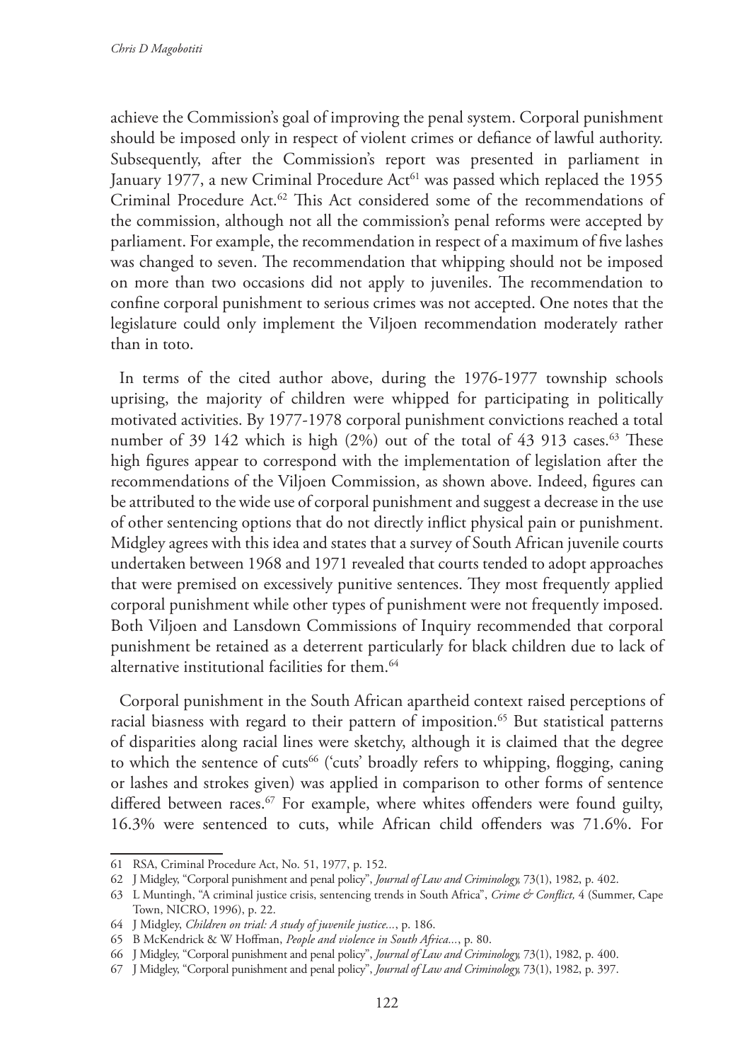achieve the Commission's goal of improving the penal system. Corporal punishment should be imposed only in respect of violent crimes or defiance of lawful authority. Subsequently, after the Commission's report was presented in parliament in January 1977, a new Criminal Procedure Act[61] was passed which replaced the 1955 Criminal Procedure Act.[62] This Act considered some of the recommendations of the commission, although not all the commission's penal reforms were accepted by parliament. For example, the recommendation in respect of a maximum of five lashes was changed to seven. The recommendation that whipping should not be imposed on more than two occasions did not apply to juveniles. The recommendation to confine corporal punishment to serious crimes was not accepted. One notes that the legislature could only implement the Viljoen recommendation moderately rather than in toto.

In terms of the cited author above, during the 1976-1977 township schools uprising, the majority of children were whipped for participating in politically motivated activities. By 1977-1978 corporal punishment convictions reached a total number of 39 142 which is high (2%) out of the total of 43 913 cases.[63] These high figures appear to correspond with the implementation of legislation after the recommendations of the Viljoen Commission, as shown above. Indeed, figures can be attributed to the wide use of corporal punishment and suggest a decrease in the use of other sentencing options that do not directly inflict physical pain or punishment. Midgley agrees with this idea and states that a survey of South African juvenile courts undertaken between 1968 and 1971 revealed that courts tended to adopt approaches that were premised on excessively punitive sentences. They most frequently applied corporal punishment while other types of punishment were not frequently imposed. Both Viljoen and Lansdown Commissions of Inquiry recommended that corporal punishment be retained as a deterrent particularly for black children due to lack of alternative institutional facilities for them.[64]

Corporal punishment in the South African apartheid context raised perceptions of racial biasness with regard to their pattern of imposition.[65] But statistical patterns of disparities along racial lines were sketchy, although it is claimed that the degree to which the sentence of cuts[66] ('cuts' broadly refers to whipping, flogging, caning or lashes and strokes given) was applied in comparison to other forms of sentence differed between races.[67] For example, where whites offenders were found guilty, 16.3% were sentenced to cuts, while African child offenders was 71.6%. For

---

61 RSA, Criminal Procedure Act, No. 51, 1977, p. 152.

62 J Midgley, "Corporal punishment and penal policy", *Journal of Law and Criminology,* 73(1), 1982, p. 402.

63 L Muntingh, "A criminal justice crisis, sentencing trends in South Africa", *Crime & Conflict,* 4 (Summer, Cape Town, NICRO, 1996), p. 22.

64 J Midgley, *Children on trial: A study of juvenile justice...*, p. 186.

65 B McKendrick & W Hoffman, *People and violence in South Africa...*, p. 80.

66 J Midgley, "Corporal punishment and penal policy", *Journal of Law and Criminology,* 73(1), 1982, p. 400.

67 J Midgley, "Corporal punishment and penal policy", *Journal of Law and Criminology,* 73(1), 1982, p. 397.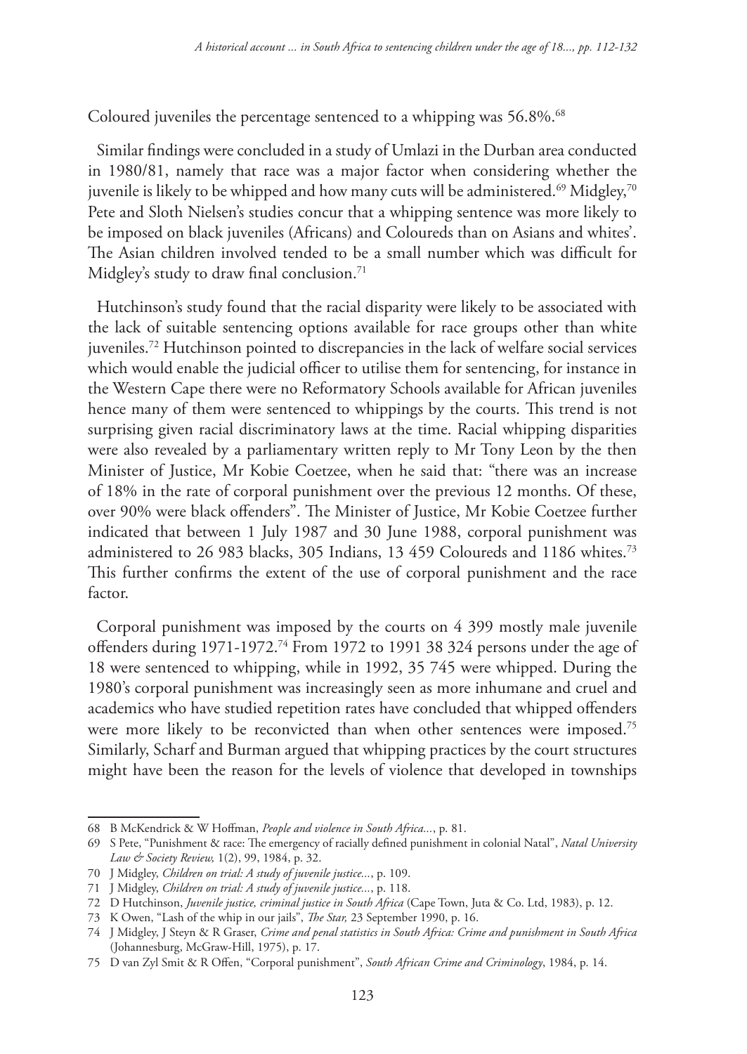Coloured juveniles the percentage sentenced to a whipping was 56.8%.[68]

Similar findings were concluded in a study of Umlazi in the Durban area conducted in 1980/81, namely that race was a major factor when considering whether the juvenile is likely to be whipped and how many cuts will be administered.[69] Midgley,[70] Pete and Sloth Nielsen's studies concur that a whipping sentence was more likely to be imposed on black juveniles (Africans) and Coloureds than on Asians and whites'. The Asian children involved tended to be a small number which was difficult for Midgley's study to draw final conclusion.[71]

Hutchinson's study found that the racial disparity were likely to be associated with the lack of suitable sentencing options available for race groups other than white juveniles.[72] Hutchinson pointed to discrepancies in the lack of welfare social services which would enable the judicial officer to utilise them for sentencing, for instance in the Western Cape there were no Reformatory Schools available for African juveniles hence many of them were sentenced to whippings by the courts. This trend is not surprising given racial discriminatory laws at the time. Racial whipping disparities were also revealed by a parliamentary written reply to Mr Tony Leon by the then Minister of Justice, Mr Kobie Coetzee, when he said that: "there was an increase of 18% in the rate of corporal punishment over the previous 12 months. Of these, over 90% were black offenders". The Minister of Justice, Mr Kobie Coetzee further indicated that between 1 July 1987 and 30 June 1988, corporal punishment was administered to 26 983 blacks, 305 Indians, 13 459 Coloureds and 1186 whites.[73] This further confirms the extent of the use of corporal punishment and the race factor.

Corporal punishment was imposed by the courts on 4 399 mostly male juvenile offenders during 1971-1972.[74] From 1972 to 1991 38 324 persons under the age of 18 were sentenced to whipping, while in 1992, 35 745 were whipped. During the 1980's corporal punishment was increasingly seen as more inhumane and cruel and academics who have studied repetition rates have concluded that whipped offenders were more likely to be reconvicted than when other sentences were imposed.[75] Similarly, Scharf and Burman argued that whipping practices by the court structures might have been the reason for the levels of violence that developed in townships

---

68 B McKendrick & W Hoffman, *People and violence in South Africa...*, p. 81.

69 S Pete, "Punishment & race: The emergency of racially defined punishment in colonial Natal", *Natal University Law & Society Review,* 1(2), 99, 1984, p. 32.

70 J Midgley, *Children on trial: A study of juvenile justice...*, p. 109.

71 J Midgley, *Children on trial: A study of juvenile justice...*, p. 118.

72 D Hutchinson, *Juvenile justice, criminal justice in South Africa* (Cape Town, Juta & Co. Ltd, 1983), p. 12.

73 K Owen, "Lash of the whip in our jails", *The Star,* 23 September 1990, p. 16.

74 J Midgley, J Steyn & R Graser, *Crime and penal statistics in South Africa: Crime and punishment in South Africa* (Johannesburg, McGraw-Hill, 1975), p. 17.

75 D van Zyl Smit & R Offen, "Corporal punishment", *South African Crime and Criminology*, 1984, p. 14.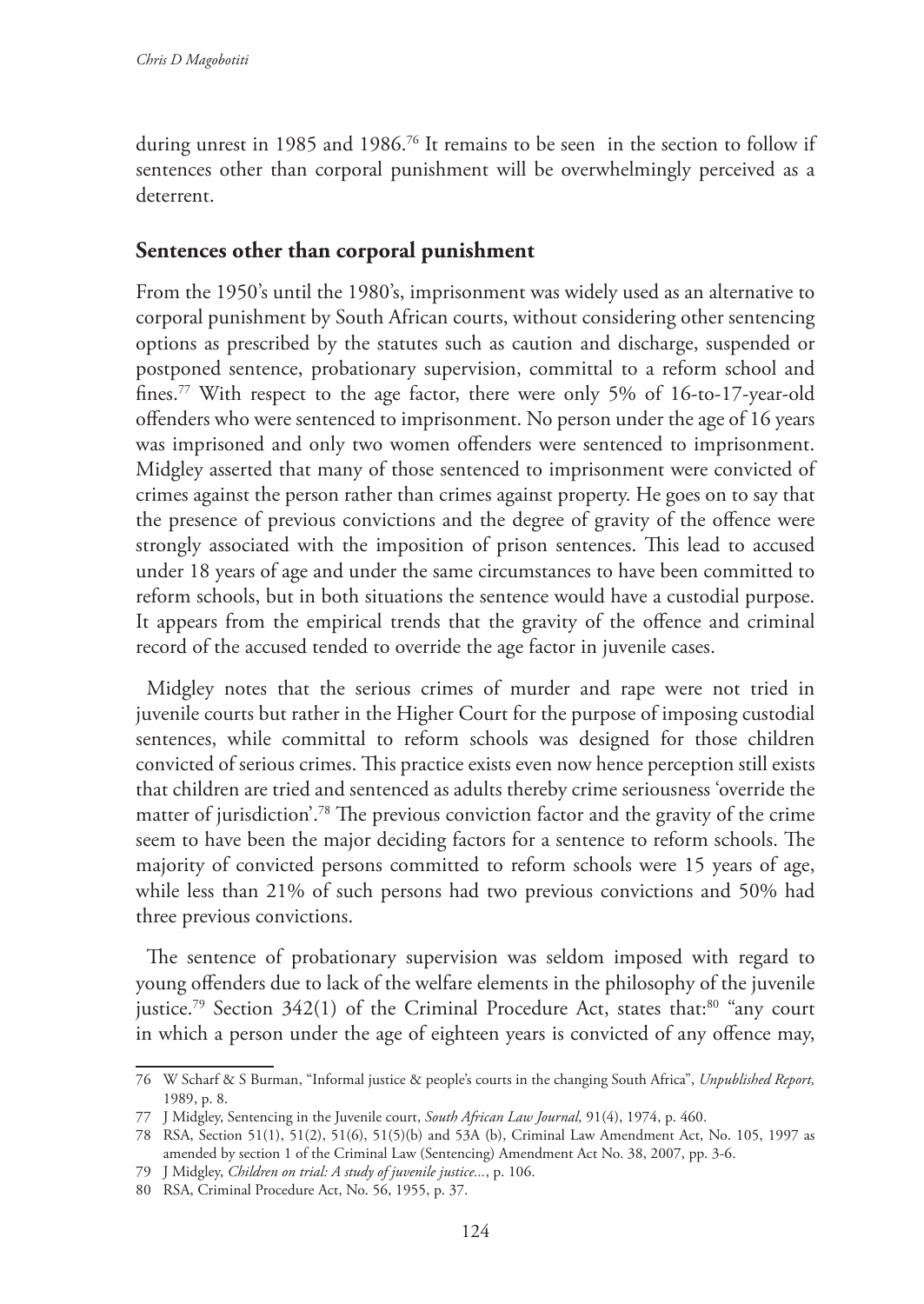during unrest in 1985 and 1986.[76] It remains to be seen in the section to follow if sentences other than corporal punishment will be overwhelmingly perceived as a deterrent.

## Sentences other than corporal punishment

From the 1950's until the 1980's, imprisonment was widely used as an alternative to corporal punishment by South African courts, without considering other sentencing options as prescribed by the statutes such as caution and discharge, suspended or postponed sentence, probationary supervision, committal to a reform school and fines.[77] With respect to the age factor, there were only 5% of 16-to-17-year-old offenders who were sentenced to imprisonment. No person under the age of 16 years was imprisoned and only two women offenders were sentenced to imprisonment. Midgley asserted that many of those sentenced to imprisonment were convicted of crimes against the person rather than crimes against property. He goes on to say that the presence of previous convictions and the degree of gravity of the offence were strongly associated with the imposition of prison sentences. This lead to accused under 18 years of age and under the same circumstances to have been committed to reform schools, but in both situations the sentence would have a custodial purpose. It appears from the empirical trends that the gravity of the offence and criminal record of the accused tended to override the age factor in juvenile cases.

Midgley notes that the serious crimes of murder and rape were not tried in juvenile courts but rather in the Higher Court for the purpose of imposing custodial sentences, while committal to reform schools was designed for those children convicted of serious crimes. This practice exists even now hence perception still exists that children are tried and sentenced as adults thereby crime seriousness 'override the matter of jurisdiction'.[78] The previous conviction factor and the gravity of the crime seem to have been the major deciding factors for a sentence to reform schools. The majority of convicted persons committed to reform schools were 15 years of age, while less than 21% of such persons had two previous convictions and 50% had three previous convictions.

The sentence of probationary supervision was seldom imposed with regard to young offenders due to lack of the welfare elements in the philosophy of the juvenile justice.[79] Section 342(1) of the Criminal Procedure Act, states that:[80] "any court in which a person under the age of eighteen years is convicted of any offence may,

---

76 W Scharf & S Burman, "Informal justice & people's courts in the changing South Africa", *Unpublished Report,* 1989, p. 8.

77 J Midgley, Sentencing in the Juvenile court, *South African Law Journal,* 91(4), 1974, p. 460.

78 RSA, Section 51(1), 51(2), 51(6), 51(5)(b) and 53A (b), Criminal Law Amendment Act, No. 105, 1997 as amended by section 1 of the Criminal Law (Sentencing) Amendment Act No. 38, 2007, pp. 3-6.

79 J Midgley, *Children on trial: A study of juvenile justice...*, p. 106.

80 RSA, Criminal Procedure Act, No. 56, 1955, p. 37.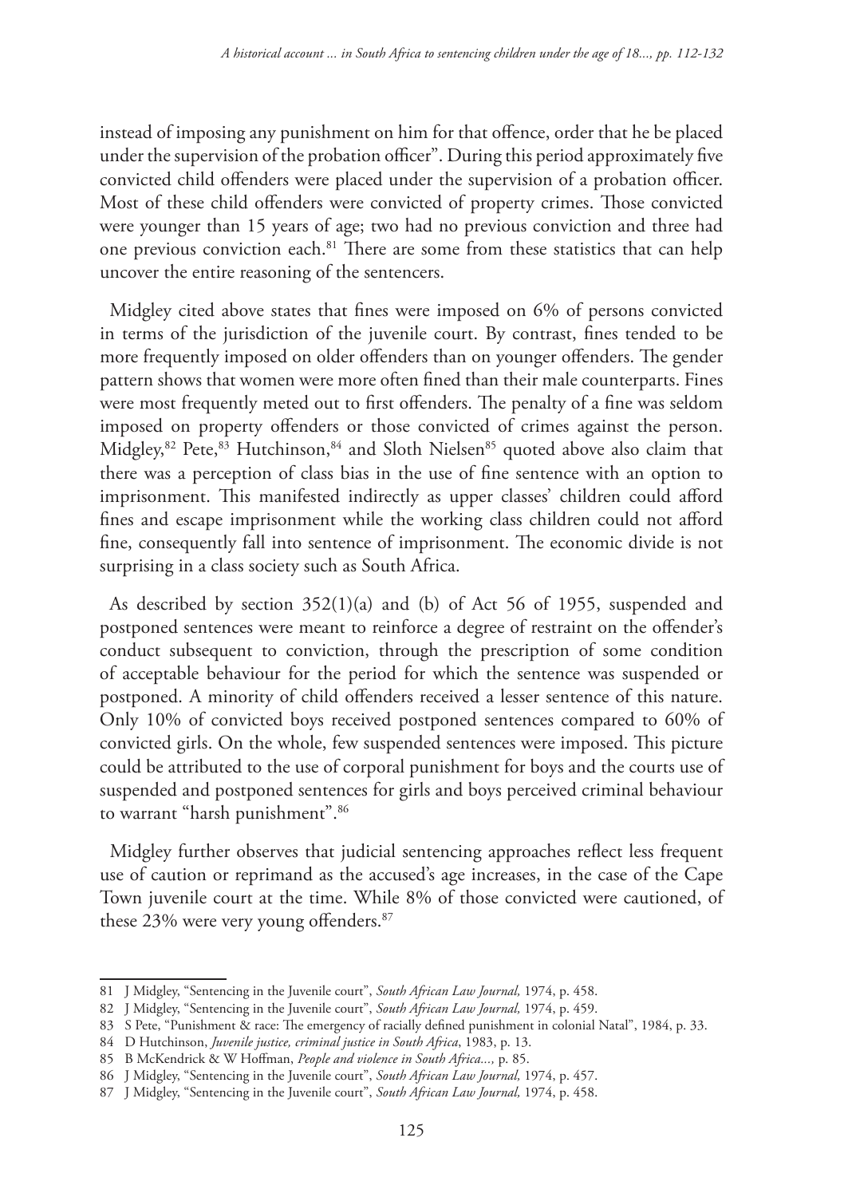instead of imposing any punishment on him for that offence, order that he be placed under the supervision of the probation officer". During this period approximately five convicted child offenders were placed under the supervision of a probation officer. Most of these child offenders were convicted of property crimes. Those convicted were younger than 15 years of age; two had no previous conviction and three had one previous conviction each.[81] There are some from these statistics that can help uncover the entire reasoning of the sentencers.

Midgley cited above states that fines were imposed on 6% of persons convicted in terms of the jurisdiction of the juvenile court. By contrast, fines tended to be more frequently imposed on older offenders than on younger offenders. The gender pattern shows that women were more often fined than their male counterparts. Fines were most frequently meted out to first offenders. The penalty of a fine was seldom imposed on property offenders or those convicted of crimes against the person. Midgley,[82] Pete,[83] Hutchinson,[84] and Sloth Nielsen[85] quoted above also claim that there was a perception of class bias in the use of fine sentence with an option to imprisonment. This manifested indirectly as upper classes' children could afford fines and escape imprisonment while the working class children could not afford fine, consequently fall into sentence of imprisonment. The economic divide is not surprising in a class society such as South Africa.

As described by section 352(1)(a) and (b) of Act 56 of 1955, suspended and postponed sentences were meant to reinforce a degree of restraint on the offender's conduct subsequent to conviction, through the prescription of some condition of acceptable behaviour for the period for which the sentence was suspended or postponed. A minority of child offenders received a lesser sentence of this nature. Only 10% of convicted boys received postponed sentences compared to 60% of convicted girls. On the whole, few suspended sentences were imposed. This picture could be attributed to the use of corporal punishment for boys and the courts use of suspended and postponed sentences for girls and boys perceived criminal behaviour to warrant "harsh punishment".[86]

Midgley further observes that judicial sentencing approaches reflect less frequent use of caution or reprimand as the accused's age increases, in the case of the Cape Town juvenile court at the time. While 8% of those convicted were cautioned, of these 23% were very young offenders.[87]

---

81 J Midgley, "Sentencing in the Juvenile court", *South African Law Journal,* 1974, p. 458.

82 J Midgley, "Sentencing in the Juvenile court", *South African Law Journal,* 1974, p. 459.

83 S Pete, "Punishment & race: The emergency of racially defined punishment in colonial Natal", 1984, p. 33.

84 D Hutchinson, *Juvenile justice, criminal justice in South Africa*, 1983, p. 13.

85 B McKendrick & W Hoffman, *People and violence in South Africa...,* p. 85.

86 J Midgley, "Sentencing in the Juvenile court", *South African Law Journal,* 1974, p. 457.

87 J Midgley, "Sentencing in the Juvenile court", *South African Law Journal,* 1974, p. 458.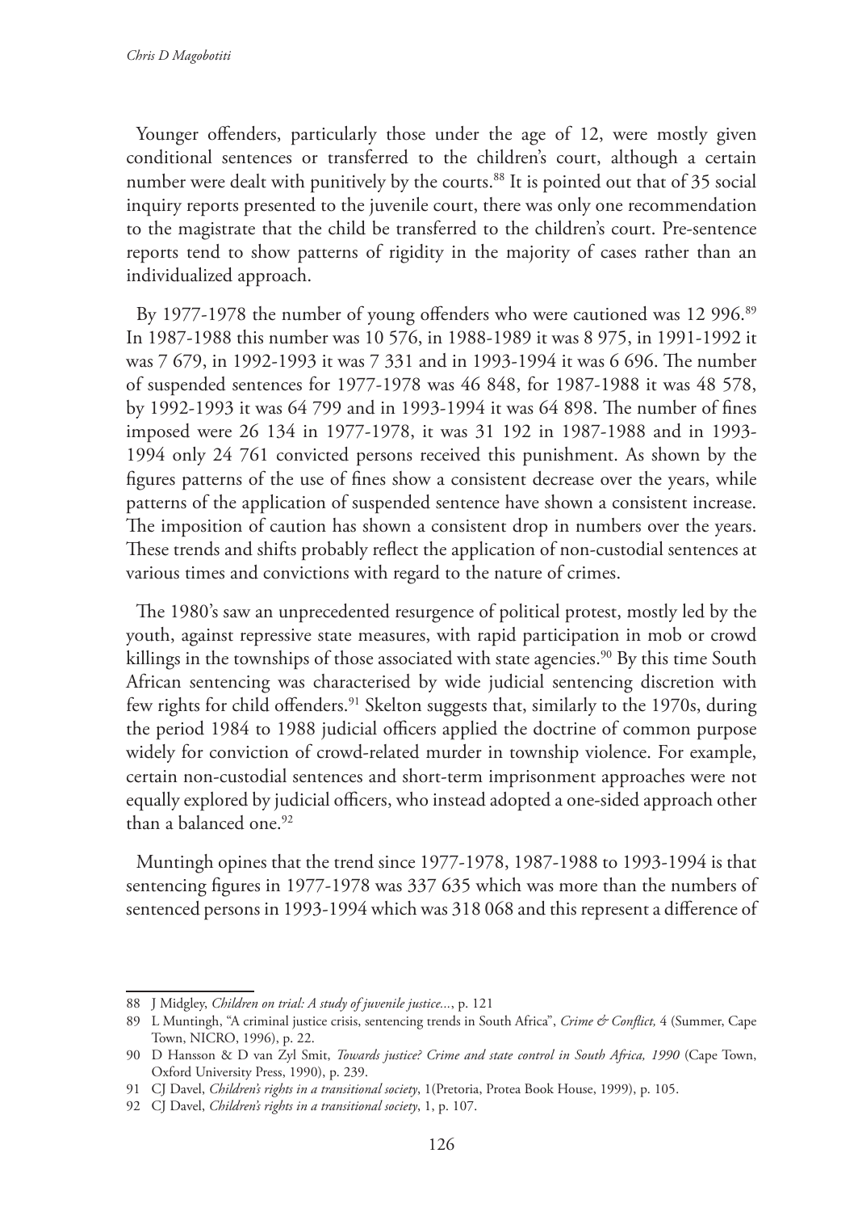Younger offenders, particularly those under the age of 12, were mostly given conditional sentences or transferred to the children's court, although a certain number were dealt with punitively by the courts.[88] It is pointed out that of 35 social inquiry reports presented to the juvenile court, there was only one recommendation to the magistrate that the child be transferred to the children's court. Pre-sentence reports tend to show patterns of rigidity in the majority of cases rather than an individualized approach.

By 1977-1978 the number of young offenders who were cautioned was 12 996.[89] In 1987-1988 this number was 10 576, in 1988-1989 it was 8 975, in 1991-1992 it was 7 679, in 1992-1993 it was 7 331 and in 1993-1994 it was 6 696. The number of suspended sentences for 1977-1978 was 46 848, for 1987-1988 it was 48 578, by 1992-1993 it was 64 799 and in 1993-1994 it was 64 898. The number of fines imposed were 26 134 in 1977-1978, it was 31 192 in 1987-1988 and in 1993-1994 only 24 761 convicted persons received this punishment. As shown by the figures patterns of the use of fines show a consistent decrease over the years, while patterns of the application of suspended sentence have shown a consistent increase. The imposition of caution has shown a consistent drop in numbers over the years. These trends and shifts probably reflect the application of non-custodial sentences at various times and convictions with regard to the nature of crimes.

The 1980's saw an unprecedented resurgence of political protest, mostly led by the youth, against repressive state measures, with rapid participation in mob or crowd killings in the townships of those associated with state agencies.[90] By this time South African sentencing was characterised by wide judicial sentencing discretion with few rights for child offenders.[91] Skelton suggests that, similarly to the 1970s, during the period 1984 to 1988 judicial officers applied the doctrine of common purpose widely for conviction of crowd-related murder in township violence. For example, certain non-custodial sentences and short-term imprisonment approaches were not equally explored by judicial officers, who instead adopted a one-sided approach other than a balanced one.[92]

Muntingh opines that the trend since 1977-1978, 1987-1988 to 1993-1994 is that sentencing figures in 1977-1978 was 337 635 which was more than the numbers of sentenced persons in 1993-1994 which was 318 068 and this represent a difference of

---

88 J Midgley, *Children on trial: A study of juvenile justice...*, p. 121

89 L Muntingh, "A criminal justice crisis, sentencing trends in South Africa", *Crime & Conflict,* 4 (Summer, Cape Town, NICRO, 1996), p. 22.

90 D Hansson & D van Zyl Smit, *Towards justice? Crime and state control in South Africa, 1990* (Cape Town, Oxford University Press, 1990), p. 239.

91 CJ Davel, *Children's rights in a transitional society*, 1(Pretoria, Protea Book House, 1999), p. 105.

92 CJ Davel, *Children's rights in a transitional society*, 1, p. 107.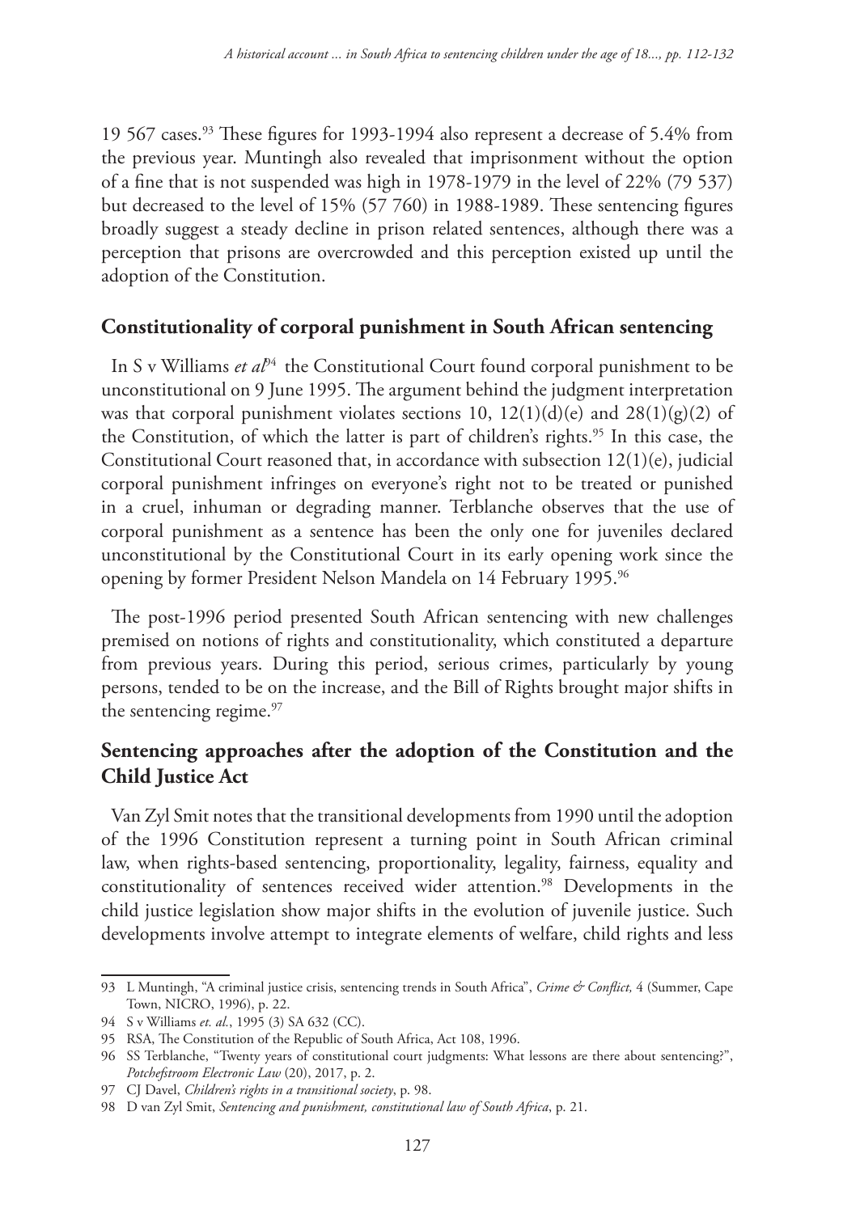19 567 cases.[93] These figures for 1993-1994 also represent a decrease of 5.4% from the previous year. Muntingh also revealed that imprisonment without the option of a fine that is not suspended was high in 1978-1979 in the level of 22% (79 537) but decreased to the level of 15% (57 760) in 1988-1989. These sentencing figures broadly suggest a steady decline in prison related sentences, although there was a perception that prisons are overcrowded and this perception existed up until the adoption of the Constitution.

## Constitutionality of corporal punishment in South African sentencing

In S v Williams *et al*[94] the Constitutional Court found corporal punishment to be unconstitutional on 9 June 1995. The argument behind the judgment interpretation was that corporal punishment violates sections 10, 12(1)(d)(e) and 28(1)(g)(2) of the Constitution, of which the latter is part of children's rights.[95] In this case, the Constitutional Court reasoned that, in accordance with subsection 12(1)(e), judicial corporal punishment infringes on everyone's right not to be treated or punished in a cruel, inhuman or degrading manner. Terblanche observes that the use of corporal punishment as a sentence has been the only one for juveniles declared unconstitutional by the Constitutional Court in its early opening work since the opening by former President Nelson Mandela on 14 February 1995.[96]

The post-1996 period presented South African sentencing with new challenges premised on notions of rights and constitutionality, which constituted a departure from previous years. During this period, serious crimes, particularly by young persons, tended to be on the increase, and the Bill of Rights brought major shifts in the sentencing regime.[97]

## Sentencing approaches after the adoption of the Constitution and the Child Justice Act

Van Zyl Smit notes that the transitional developments from 1990 until the adoption of the 1996 Constitution represent a turning point in South African criminal law, when rights-based sentencing, proportionality, legality, fairness, equality and constitutionality of sentences received wider attention.[98] Developments in the child justice legislation show major shifts in the evolution of juvenile justice. Such developments involve attempt to integrate elements of welfare, child rights and less

---

93 L Muntingh, "A criminal justice crisis, sentencing trends in South Africa", *Crime & Conflict,* 4 (Summer, Cape Town, NICRO, 1996), p. 22.

94 S v Williams *et. al.*, 1995 (3) SA 632 (CC).

95 RSA, The Constitution of the Republic of South Africa, Act 108, 1996.

96 SS Terblanche, "Twenty years of constitutional court judgments: What lessons are there about sentencing?", *Potchefstroom Electronic Law* (20), 2017, p. 2.

97 CJ Davel, *Children's rights in a transitional society*, p. 98.

98 D van Zyl Smit, *Sentencing and punishment, constitutional law of South Africa*, p. 21.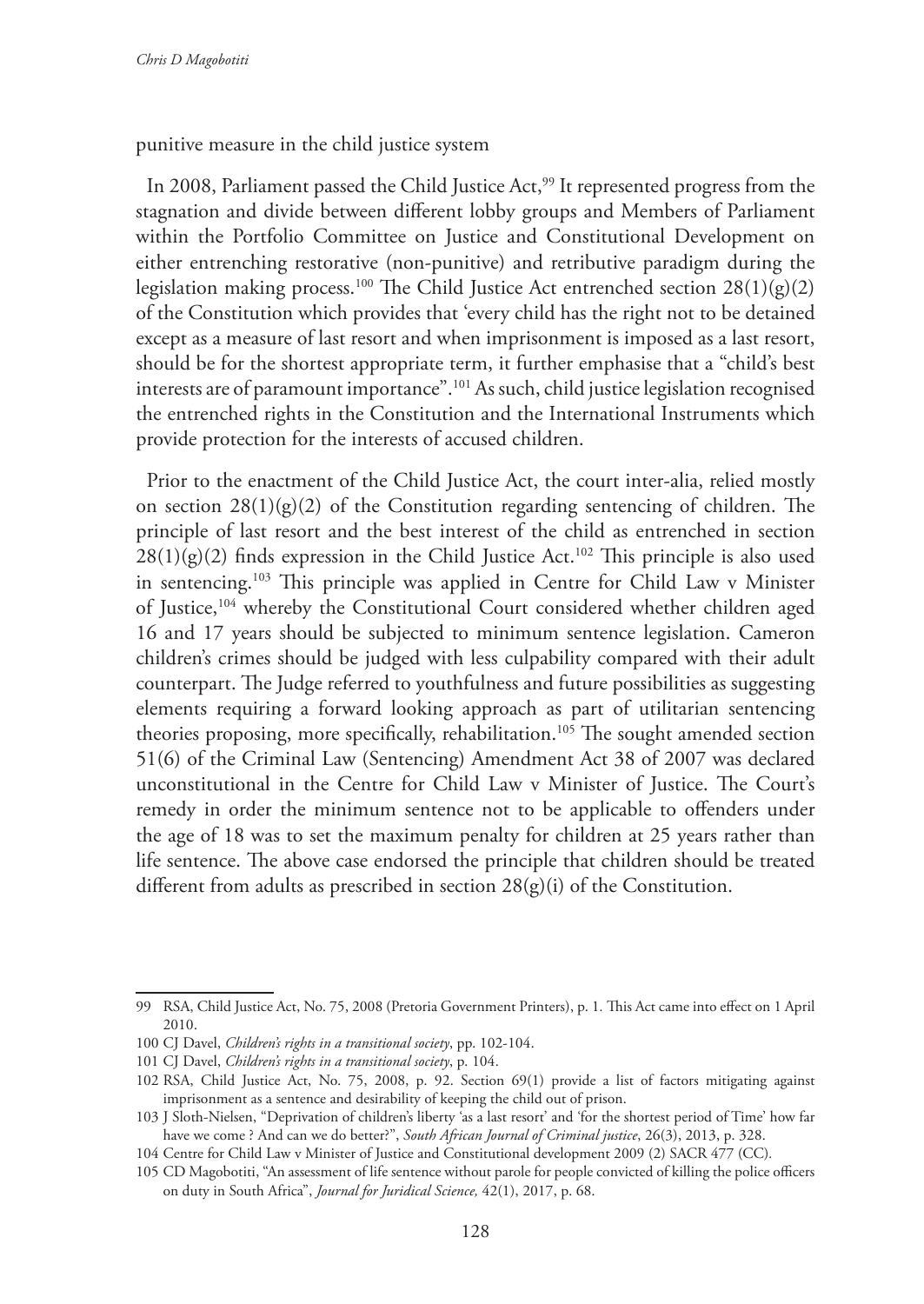punitive measure in the child justice system

In 2008, Parliament passed the Child Justice Act,[99] It represented progress from the stagnation and divide between different lobby groups and Members of Parliament within the Portfolio Committee on Justice and Constitutional Development on either entrenching restorative (non-punitive) and retributive paradigm during the legislation making process.[100] The Child Justice Act entrenched section 28(1)(g)(2) of the Constitution which provides that 'every child has the right not to be detained except as a measure of last resort and when imprisonment is imposed as a last resort, should be for the shortest appropriate term, it further emphasise that a "child's best interests are of paramount importance".[101] As such, child justice legislation recognised the entrenched rights in the Constitution and the International Instruments which provide protection for the interests of accused children.

Prior to the enactment of the Child Justice Act, the court inter-alia, relied mostly on section 28(1)(g)(2) of the Constitution regarding sentencing of children. The principle of last resort and the best interest of the child as entrenched in section 28(1)(g)(2) finds expression in the Child Justice Act.[102] This principle is also used in sentencing.[103] This principle was applied in Centre for Child Law v Minister of Justice,[104] whereby the Constitutional Court considered whether children aged 16 and 17 years should be subjected to minimum sentence legislation. Cameron children's crimes should be judged with less culpability compared with their adult counterpart. The Judge referred to youthfulness and future possibilities as suggesting elements requiring a forward looking approach as part of utilitarian sentencing theories proposing, more specifically, rehabilitation.[105] The sought amended section 51(6) of the Criminal Law (Sentencing) Amendment Act 38 of 2007 was declared unconstitutional in the Centre for Child Law v Minister of Justice. The Court's remedy in order the minimum sentence not to be applicable to offenders under the age of 18 was to set the maximum penalty for children at 25 years rather than life sentence. The above case endorsed the principle that children should be treated different from adults as prescribed in section 28(g)(i) of the Constitution.

---

99 RSA, Child Justice Act, No. 75, 2008 (Pretoria Government Printers), p. 1. This Act came into effect on 1 April 2010.

100 CJ Davel, *Children's rights in a transitional society*, pp. 102-104.

101 CJ Davel, *Children's rights in a transitional society*, p. 104.

102 RSA, Child Justice Act, No. 75, 2008, p. 92. Section 69(1) provide a list of factors mitigating against imprisonment as a sentence and desirability of keeping the child out of prison.

103 J Sloth-Nielsen, "Deprivation of children's liberty 'as a last resort' and 'for the shortest period of Time' how far have we come ? And can we do better?", *South African Journal of Criminal justice*, 26(3), 2013, p. 328.

104 Centre for Child Law v Minister of Justice and Constitutional development 2009 (2) SACR 477 (CC).

105 CD Magobotiti, "An assessment of life sentence without parole for people convicted of killing the police officers on duty in South Africa", *Journal for Juridical Science,* 42(1), 2017, p. 68.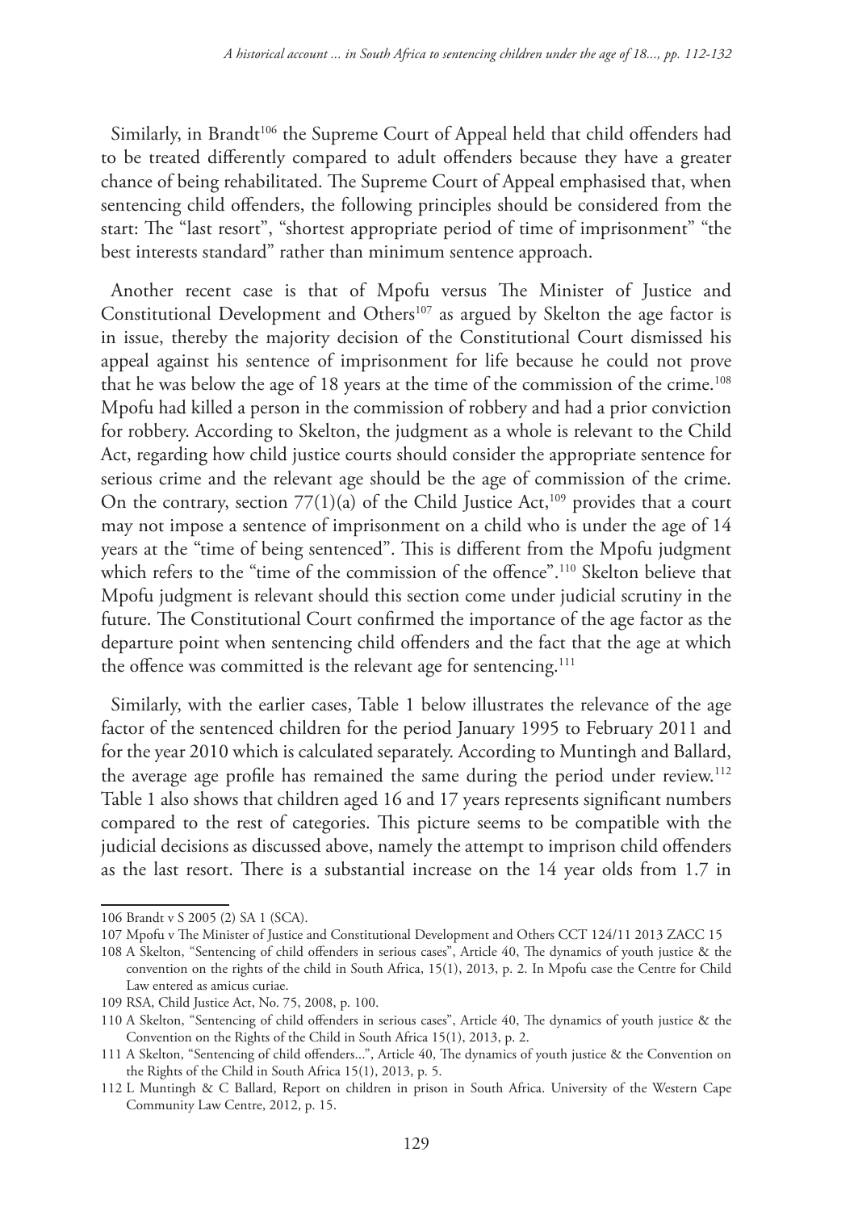Similarly, in Brandt[106] the Supreme Court of Appeal held that child offenders had to be treated differently compared to adult offenders because they have a greater chance of being rehabilitated. The Supreme Court of Appeal emphasised that, when sentencing child offenders, the following principles should be considered from the start: The "last resort", "shortest appropriate period of time of imprisonment" "the best interests standard" rather than minimum sentence approach.

Another recent case is that of Mpofu versus The Minister of Justice and Constitutional Development and Others[107] as argued by Skelton the age factor is in issue, thereby the majority decision of the Constitutional Court dismissed his appeal against his sentence of imprisonment for life because he could not prove that he was below the age of 18 years at the time of the commission of the crime.[108] Mpofu had killed a person in the commission of robbery and had a prior conviction for robbery. According to Skelton, the judgment as a whole is relevant to the Child Act, regarding how child justice courts should consider the appropriate sentence for serious crime and the relevant age should be the age of commission of the crime. On the contrary, section 77(1)(a) of the Child Justice Act,[109] provides that a court may not impose a sentence of imprisonment on a child who is under the age of 14 years at the "time of being sentenced". This is different from the Mpofu judgment which refers to the "time of the commission of the offence".[110] Skelton believe that Mpofu judgment is relevant should this section come under judicial scrutiny in the future. The Constitutional Court confirmed the importance of the age factor as the departure point when sentencing child offenders and the fact that the age at which the offence was committed is the relevant age for sentencing.[111]

Similarly, with the earlier cases, Table 1 below illustrates the relevance of the age factor of the sentenced children for the period January 1995 to February 2011 and for the year 2010 which is calculated separately. According to Muntingh and Ballard, the average age profile has remained the same during the period under review.[112] Table 1 also shows that children aged 16 and 17 years represents significant numbers compared to the rest of categories. This picture seems to be compatible with the judicial decisions as discussed above, namely the attempt to imprison child offenders as the last resort. There is a substantial increase on the 14 year olds from 1.7 in

---

106 Brandt v S 2005 (2) SA 1 (SCA).

107 Mpofu v The Minister of Justice and Constitutional Development and Others CCT 124/11 2013 ZACC 15

108 A Skelton, "Sentencing of child offenders in serious cases", Article 40, The dynamics of youth justice & the convention on the rights of the child in South Africa, 15(1), 2013, p. 2. In Mpofu case the Centre for Child Law entered as amicus curiae.

109 RSA, Child Justice Act, No. 75, 2008, p. 100.

110 A Skelton, "Sentencing of child offenders in serious cases", Article 40, The dynamics of youth justice & the Convention on the Rights of the Child in South Africa 15(1), 2013, p. 2.

111 A Skelton, "Sentencing of child offenders...", Article 40, The dynamics of youth justice & the Convention on the Rights of the Child in South Africa 15(1), 2013, p. 5.

112 L Muntingh & C Ballard, Report on children in prison in South Africa. University of the Western Cape Community Law Centre, 2012, p. 15.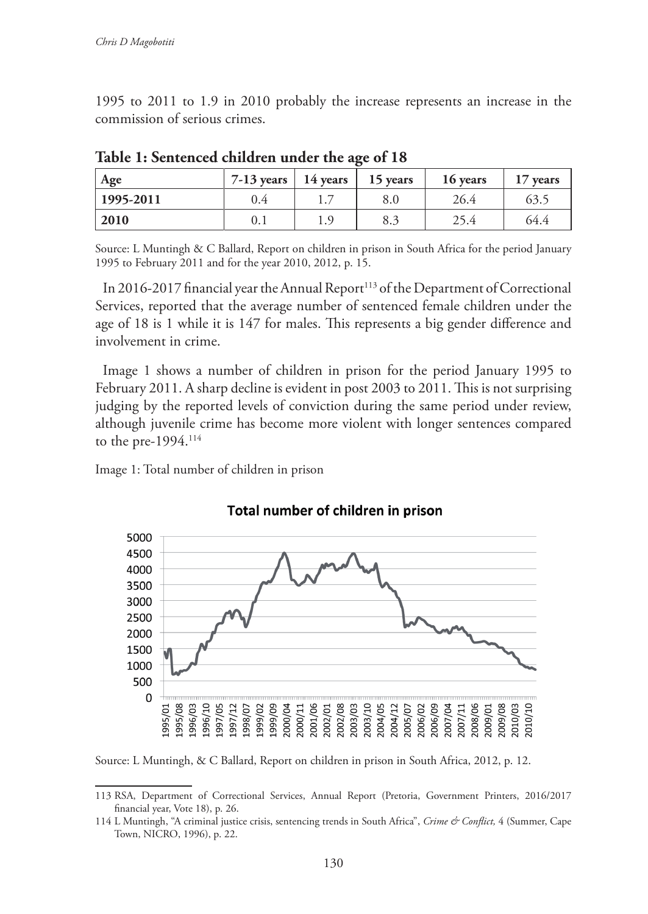1995 to 2011 to 1.9 in 2010 probably the increase represents an increase in the commission of serious crimes.

**Table 1: Sentenced children under the age of 18**

| Age | 7-13 years | 14 years | 15 years | 16 years | 17 years |
|---|---|---|---|---|---|
| **1995-2011** | 0.4 | 1.7 | 8.0 | 26.4 | 63.5 |
| **2010** | 0.1 | 1.9 | 8.3 | 25.4 | 64.4 |

Source: L Muntingh & C Ballard, Report on children in prison in South Africa for the period January 1995 to February 2011 and for the year 2010, 2012, p. 15.

In 2016-2017 financial year the Annual Report[113] of the Department of Correctional Services, reported that the average number of sentenced female children under the age of 18 is 1 while it is 147 for males. This represents a big gender difference and involvement in crime.

Image 1 shows a number of children in prison for the period January 1995 to February 2011. A sharp decline is evident in post 2003 to 2011. This is not surprising judging by the reported levels of conviction during the same period under review, although juvenile crime has become more violent with longer sentences compared to the pre-1994.[114]

Image 1: Total number of children in prison

Source: L Muntingh, & C Ballard, Report on children in prison in South Africa, 2012, p. 12.

---

113 RSA, Department of Correctional Services, Annual Report (Pretoria, Government Printers, 2016/2017 financial year, Vote 18), p. 26.

114 L Muntingh, "A criminal justice crisis, sentencing trends in South Africa", *Crime & Conflict,* 4 (Summer, Cape Town, NICRO, 1996), p. 22.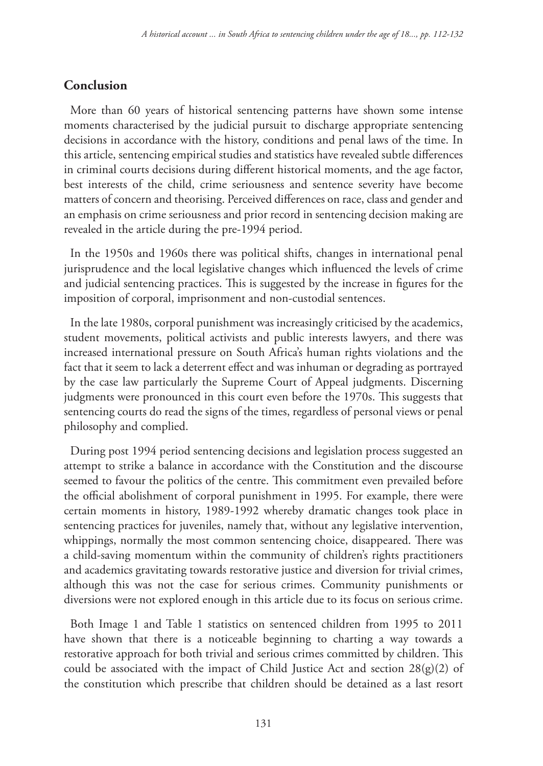## Conclusion

More than 60 years of historical sentencing patterns have shown some intense moments characterised by the judicial pursuit to discharge appropriate sentencing decisions in accordance with the history, conditions and penal laws of the time. In this article, sentencing empirical studies and statistics have revealed subtle differences in criminal courts decisions during different historical moments, and the age factor, best interests of the child, crime seriousness and sentence severity have become matters of concern and theorising. Perceived differences on race, class and gender and an emphasis on crime seriousness and prior record in sentencing decision making are revealed in the article during the pre-1994 period.

In the 1950s and 1960s there was political shifts, changes in international penal jurisprudence and the local legislative changes which influenced the levels of crime and judicial sentencing practices. This is suggested by the increase in figures for the imposition of corporal, imprisonment and non-custodial sentences.

In the late 1980s, corporal punishment was increasingly criticised by the academics, student movements, political activists and public interests lawyers, and there was increased international pressure on South Africa's human rights violations and the fact that it seem to lack a deterrent effect and was inhuman or degrading as portrayed by the case law particularly the Supreme Court of Appeal judgments. Discerning judgments were pronounced in this court even before the 1970s. This suggests that sentencing courts do read the signs of the times, regardless of personal views or penal philosophy and complied.

During post 1994 period sentencing decisions and legislation process suggested an attempt to strike a balance in accordance with the Constitution and the discourse seemed to favour the politics of the centre. This commitment even prevailed before the official abolishment of corporal punishment in 1995. For example, there were certain moments in history, 1989-1992 whereby dramatic changes took place in sentencing practices for juveniles, namely that, without any legislative intervention, whippings, normally the most common sentencing choice, disappeared. There was a child-saving momentum within the community of children's rights practitioners and academics gravitating towards restorative justice and diversion for trivial crimes, although this was not the case for serious crimes. Community punishments or diversions were not explored enough in this article due to its focus on serious crime.

Both Image 1 and Table 1 statistics on sentenced children from 1995 to 2011 have shown that there is a noticeable beginning to charting a way towards a restorative approach for both trivial and serious crimes committed by children. This could be associated with the impact of Child Justice Act and section 28(g)(2) of the constitution which prescribe that children should be detained as a last resort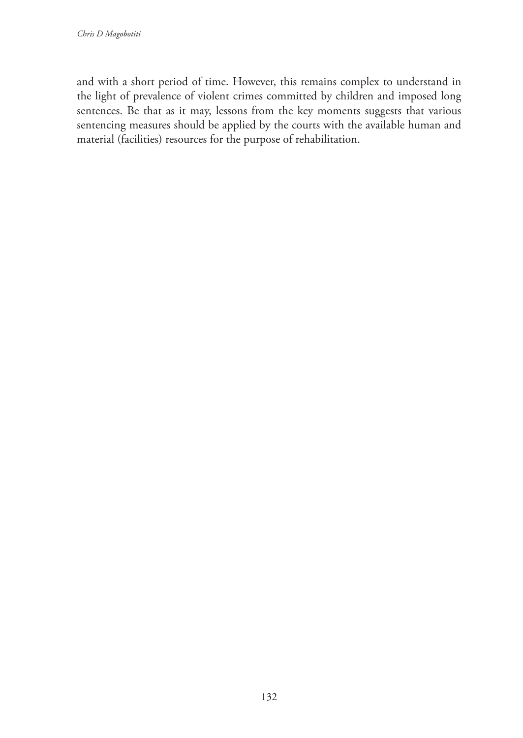and with a short period of time. However, this remains complex to understand in the light of prevalence of violent crimes committed by children and imposed long sentences. Be that as it may, lessons from the key moments suggests that various sentencing measures should be applied by the courts with the available human and material (facilities) resources for the purpose of rehabilitation.